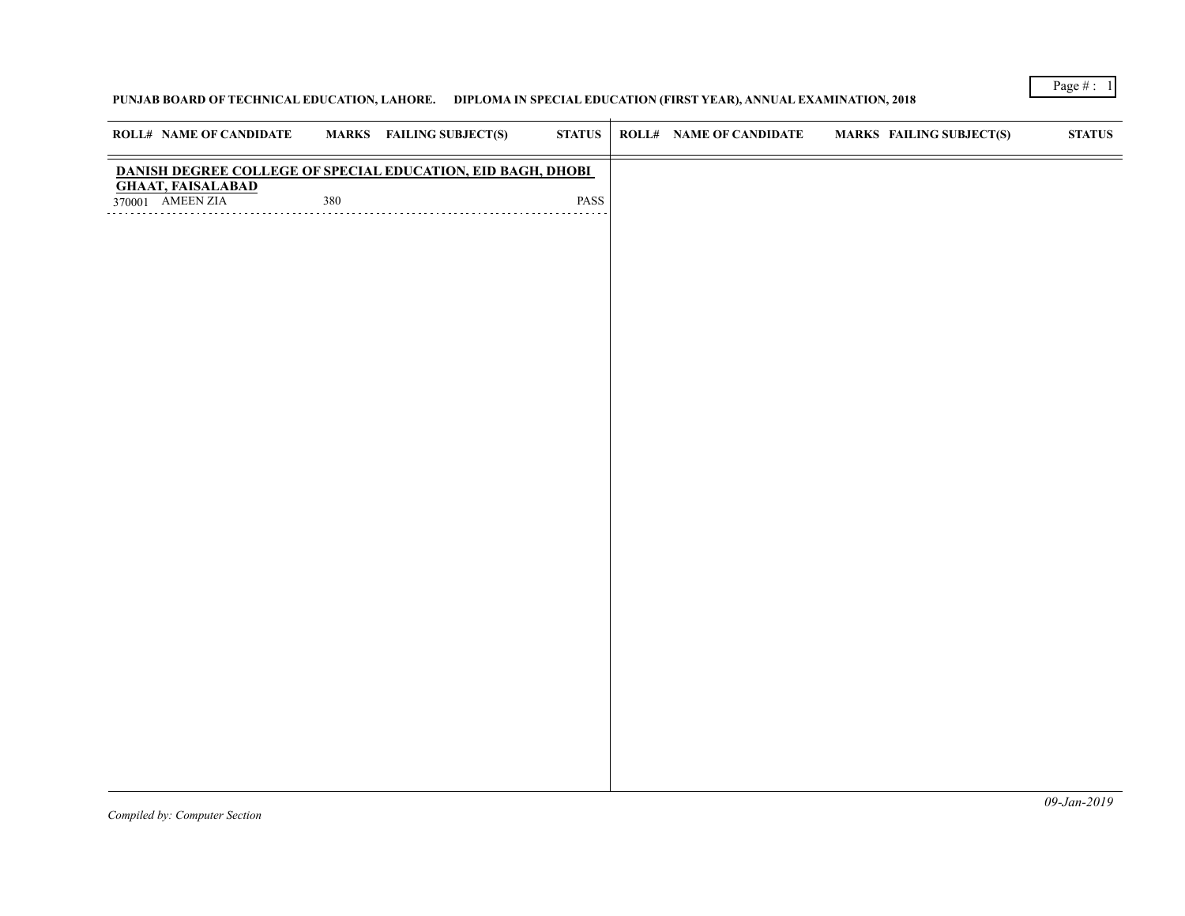**PUNJAB BOARD OF TECHNICAL EDUCATION, LAHORE. DIPLOMA IN SPECIAL EDUCATION (FIRST YEAR), ANNUAL EXAMINATION, 2018**

| ROLL# | NAME OF CANDIDATE | MARKS | FAILING SUBJECT(S) | STATUS |
|---|---|---|---|---|
| **DANISH DEGREE COLLEGE OF SPECIAL EDUCATION, EID BAGH, DHOBI GHAAT, FAISALABAD** | | | | |
| 370001 | AMEEN ZIA | 380 | | PASS |

*Compiled by: Computer Section*

*09-Jan-2019*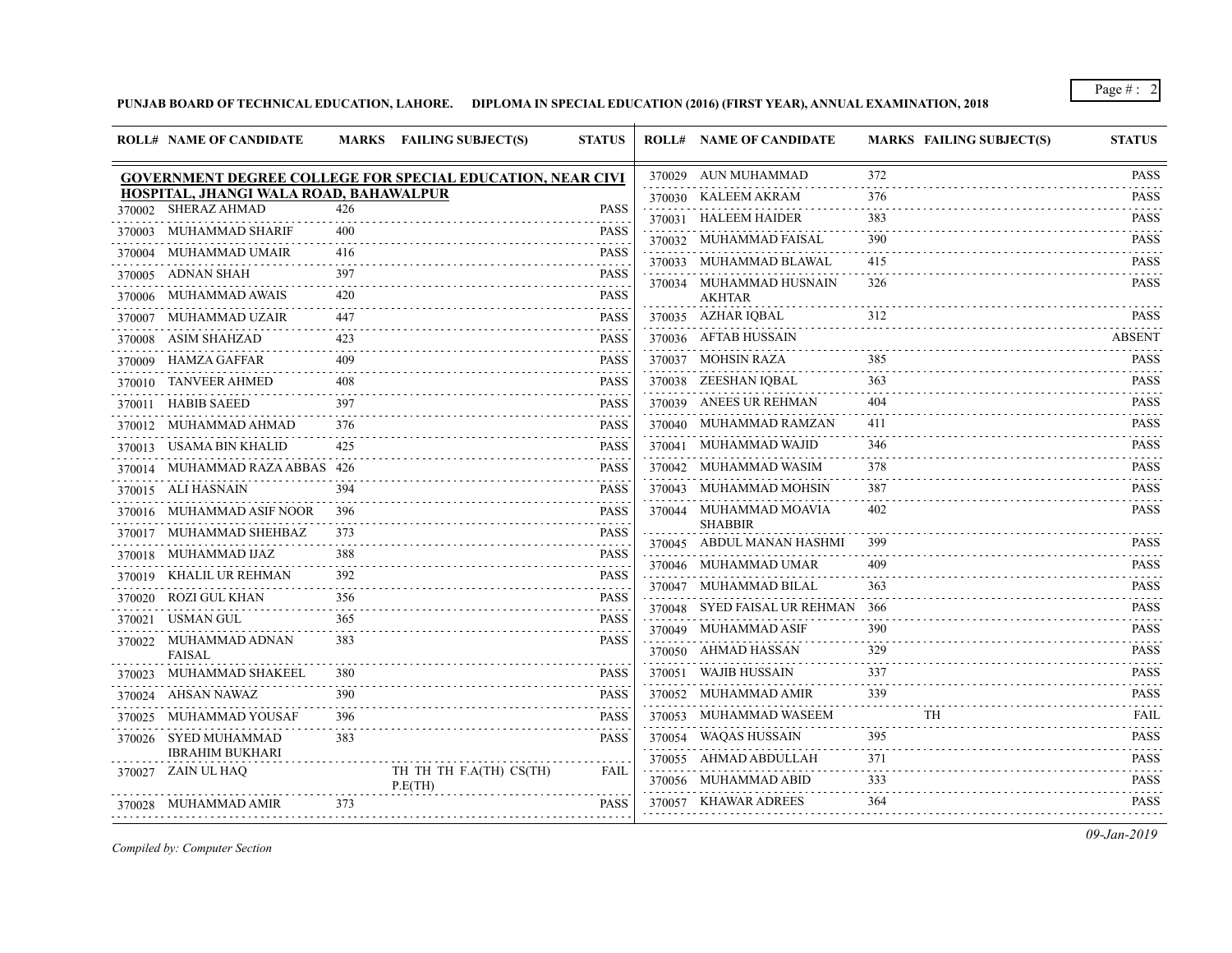**PUNJAB BOARD OF TECHNICAL EDUCATION, LAHORE. DIPLOMA IN SPECIAL EDUCATION (2016) (FIRST YEAR), ANNUAL EXAMINATION, 2018**

**GOVERNMENT DEGREE COLLEGE FOR SPECIAL EDUCATION, NEAR CIVI HOSPITAL, JHANGI WALA ROAD, BAHAWALPUR**

| ROLL# | NAME OF CANDIDATE | MARKS | FAILING SUBJECT(S) | STATUS |
|---|---|---|---|---|
| 370002 | SHERAZ AHMAD | 426 | | PASS |
| 370003 | MUHAMMAD SHARIF | 400 | | PASS |
| 370004 | MUHAMMAD UMAIR | 416 | | PASS |
| 370005 | ADNAN SHAH | 397 | | PASS |
| 370006 | MUHAMMAD AWAIS | 420 | | PASS |
| 370007 | MUHAMMAD UZAIR | 447 | | PASS |
| 370008 | ASIM SHAHZAD | 423 | | PASS |
| 370009 | HAMZA GAFFAR | 409 | | PASS |
| 370010 | TANVEER AHMED | 408 | | PASS |
| 370011 | HABIB SAEED | 397 | | PASS |
| 370012 | MUHAMMAD AHMAD | 376 | | PASS |
| 370013 | USAMA BIN KHALID | 425 | | PASS |
| 370014 | MUHAMMAD RAZA ABBAS | 426 | | PASS |
| 370015 | ALI HASNAIN | 394 | | PASS |
| 370016 | MUHAMMAD ASIF NOOR | 396 | | PASS |
| 370017 | MUHAMMAD SHEHBAZ | 373 | | PASS |
| 370018 | MUHAMMAD IJAZ | 388 | | PASS |
| 370019 | KHALIL UR REHMAN | 392 | | PASS |
| 370020 | ROZI GUL KHAN | 356 | | PASS |
| 370021 | USMAN GUL | 365 | | PASS |
| 370022 | MUHAMMAD ADNAN FAISAL | 383 | | PASS |
| 370023 | MUHAMMAD SHAKEEL | 380 | | PASS |
| 370024 | AHSAN NAWAZ | 390 | | PASS |
| 370025 | MUHAMMAD YOUSAF | 396 | | PASS |
| 370026 | SYED MUHAMMAD IBRAHIM BUKHARI | 383 | | PASS |
| 370027 | ZAIN UL HAQ | | TH TH TH F.A(TH) CS(TH) P.E(TH) | FAIL |
| 370028 | MUHAMMAD AMIR | 373 | | PASS |
| 370029 | AUN MUHAMMAD | 372 | | PASS |
| 370030 | KALEEM AKRAM | 376 | | PASS |
| 370031 | HALEEM HAIDER | 383 | | PASS |
| 370032 | MUHAMMAD FAISAL | 390 | | PASS |
| 370033 | MUHAMMAD BLAWAL | 415 | | PASS |
| 370034 | MUHAMMAD HUSNAIN AKHTAR | 326 | | PASS |
| 370035 | AZHAR IQBAL | 312 | | PASS |
| 370036 | AFTAB HUSSAIN | | | ABSENT |
| 370037 | MOHSIN RAZA | 385 | | PASS |
| 370038 | ZEESHAN IQBAL | 363 | | PASS |
| 370039 | ANEES UR REHMAN | 404 | | PASS |
| 370040 | MUHAMMAD RAMZAN | 411 | | PASS |
| 370041 | MUHAMMAD WAJID | 346 | | PASS |
| 370042 | MUHAMMAD WASIM | 378 | | PASS |
| 370043 | MUHAMMAD MOHSIN | 387 | | PASS |
| 370044 | MUHAMMAD MOAVIA SHABBIR | 402 | | PASS |
| 370045 | ABDUL MANAN HASHMI | 399 | | PASS |
| 370046 | MUHAMMAD UMAR | 409 | | PASS |
| 370047 | MUHAMMAD BILAL | 363 | | PASS |
| 370048 | SYED FAISAL UR REHMAN | 366 | | PASS |
| 370049 | MUHAMMAD ASIF | 390 | | PASS |
| 370050 | AHMAD HASSAN | 329 | | PASS |
| 370051 | WAJIB HUSSAIN | 337 | | PASS |
| 370052 | MUHAMMAD AMIR | 339 | | PASS |
| 370053 | MUHAMMAD WASEEM | | TH | FAIL |
| 370054 | WAQAS HUSSAIN | 395 | | PASS |
| 370055 | AHMAD ABDULLAH | 371 | | PASS |
| 370056 | MUHAMMAD ABID | 333 | | PASS |
| 370057 | KHAWAR ADREES | 364 | | PASS |

*Compiled by: Computer Section*

*09-Jan-2019*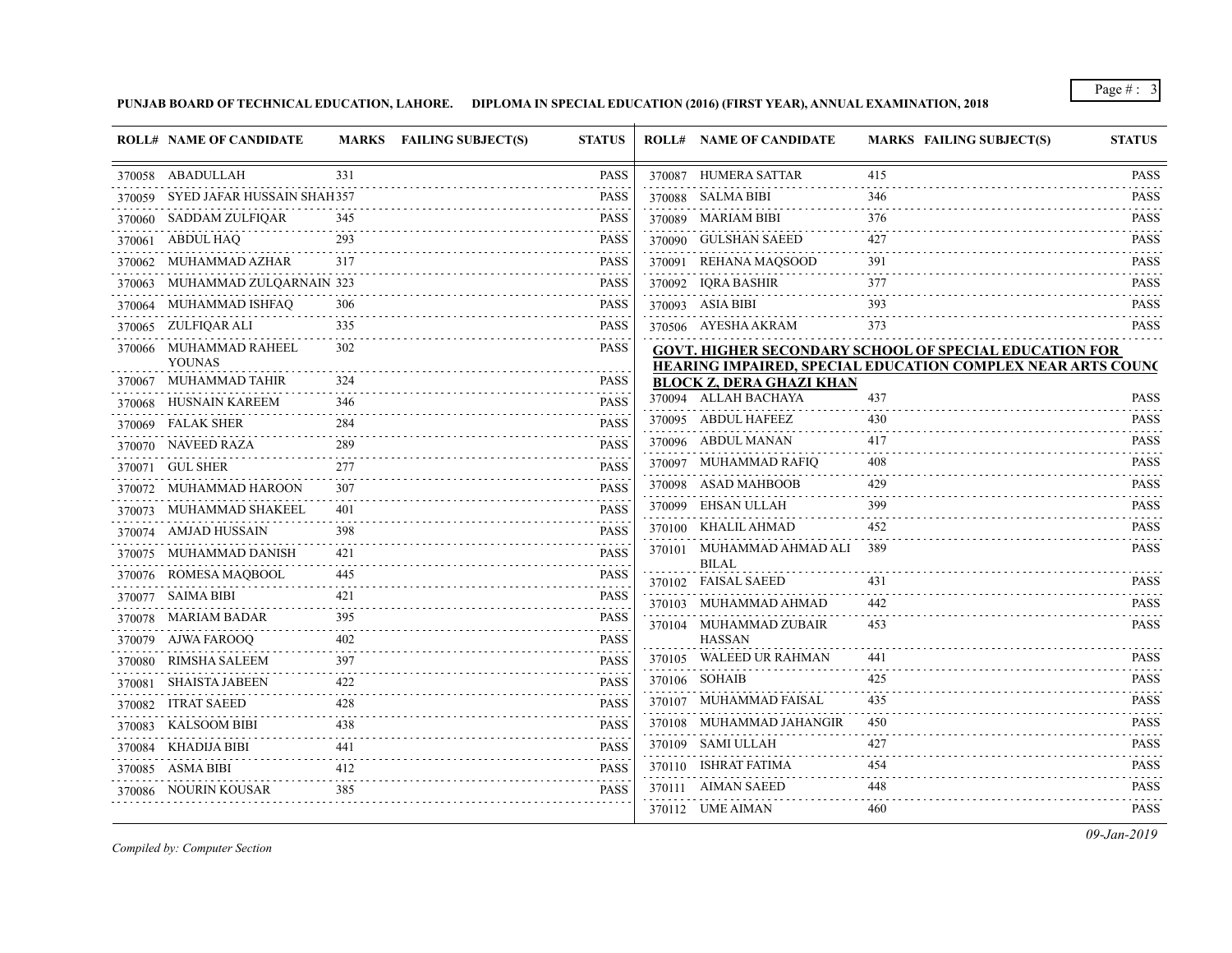**PUNJAB BOARD OF TECHNICAL EDUCATION, LAHORE. DIPLOMA IN SPECIAL EDUCATION (2016) (FIRST YEAR), ANNUAL EXAMINATION, 2018**

| ROLL# | NAME OF CANDIDATE | MARKS | FAILING SUBJECT(S) | STATUS |
|---|---|---|---|---|
| 370058 | ABADULLAH | 331 | | PASS |
| 370059 | SYED JAFAR HUSSAIN SHAH | 357 | | PASS |
| 370060 | SADDAM ZULFIQAR | 345 | | PASS |
| 370061 | ABDUL HAQ | 293 | | PASS |
| 370062 | MUHAMMAD AZHAR | 317 | | PASS |
| 370063 | MUHAMMAD ZULQARNAIN | 323 | | PASS |
| 370064 | MUHAMMAD ISHFAQ | 306 | | PASS |
| 370065 | ZULFIQAR ALI | 335 | | PASS |
| 370066 | MUHAMMAD RAHEEL YOUNAS | 302 | | PASS |
| 370067 | MUHAMMAD TAHIR | 324 | | PASS |
| 370068 | HUSNAIN KAREEM | 346 | | PASS |
| 370069 | FALAK SHER | 284 | | PASS |
| 370070 | NAVEED RAZA | 289 | | PASS |
| 370071 | GUL SHER | 277 | | PASS |
| 370072 | MUHAMMAD HAROON | 307 | | PASS |
| 370073 | MUHAMMAD SHAKEEL | 401 | | PASS |
| 370074 | AMJAD HUSSAIN | 398 | | PASS |
| 370075 | MUHAMMAD DANISH | 421 | | PASS |
| 370076 | ROMESA MAQBOOL | 445 | | PASS |
| 370077 | SAIMA BIBI | 421 | | PASS |
| 370078 | MARIAM BADAR | 395 | | PASS |
| 370079 | AJWA FAROOQ | 402 | | PASS |
| 370080 | RIMSHA SALEEM | 397 | | PASS |
| 370081 | SHAISTA JABEEN | 422 | | PASS |
| 370082 | ITRAT SAEED | 428 | | PASS |
| 370083 | KALSOOM BIBI | 438 | | PASS |
| 370084 | KHADIJA BIBI | 441 | | PASS |
| 370085 | ASMA BIBI | 412 | | PASS |
| 370086 | NOURIN KOUSAR | 385 | | PASS |
| 370087 | HUMERA SATTAR | 415 | | PASS |
| 370088 | SALMA BIBI | 346 | | PASS |
| 370089 | MARIAM BIBI | 376 | | PASS |
| 370090 | GULSHAN SAEED | 427 | | PASS |
| 370091 | REHANA MAQSOOD | 391 | | PASS |
| 370092 | IQRA BASHIR | 377 | | PASS |
| 370093 | ASIA BIBI | 393 | | PASS |
| 370506 | AYESHA AKRAM | 373 | | PASS |

**GOVT. HIGHER SECONDARY SCHOOL OF SPECIAL EDUCATION FOR HEARING IMPAIRED, SPECIAL EDUCATION COMPLEX NEAR ARTS COUNC BLOCK Z, DERA GHAZI KHAN**

| ROLL# | NAME OF CANDIDATE | MARKS | FAILING SUBJECT(S) | STATUS |
|---|---|---|---|---|
| 370094 | ALLAH BACHAYA | 437 | | PASS |
| 370095 | ABDUL HAFEEZ | 430 | | PASS |
| 370096 | ABDUL MANAN | 417 | | PASS |
| 370097 | MUHAMMAD RAFIQ | 408 | | PASS |
| 370098 | ASAD MAHBOOB | 429 | | PASS |
| 370099 | EHSAN ULLAH | 399 | | PASS |
| 370100 | KHALIL AHMAD | 452 | | PASS |
| 370101 | MUHAMMAD AHMAD ALI BILAL | 389 | | PASS |
| 370102 | FAISAL SAEED | 431 | | PASS |
| 370103 | MUHAMMAD AHMAD | 442 | | PASS |
| 370104 | MUHAMMAD ZUBAIR HASSAN | 453 | | PASS |
| 370105 | WALEED UR RAHMAN | 441 | | PASS |
| 370106 | SOHAIB | 425 | | PASS |
| 370107 | MUHAMMAD FAISAL | 435 | | PASS |
| 370108 | MUHAMMAD JAHANGIR | 450 | | PASS |
| 370109 | SAMI ULLAH | 427 | | PASS |
| 370110 | ISHRAT FATIMA | 454 | | PASS |
| 370111 | AIMAN SAEED | 448 | | PASS |
| 370112 | UME AIMAN | 460 | | PASS |

*Compiled by: Computer Section*

*09-Jan-2019*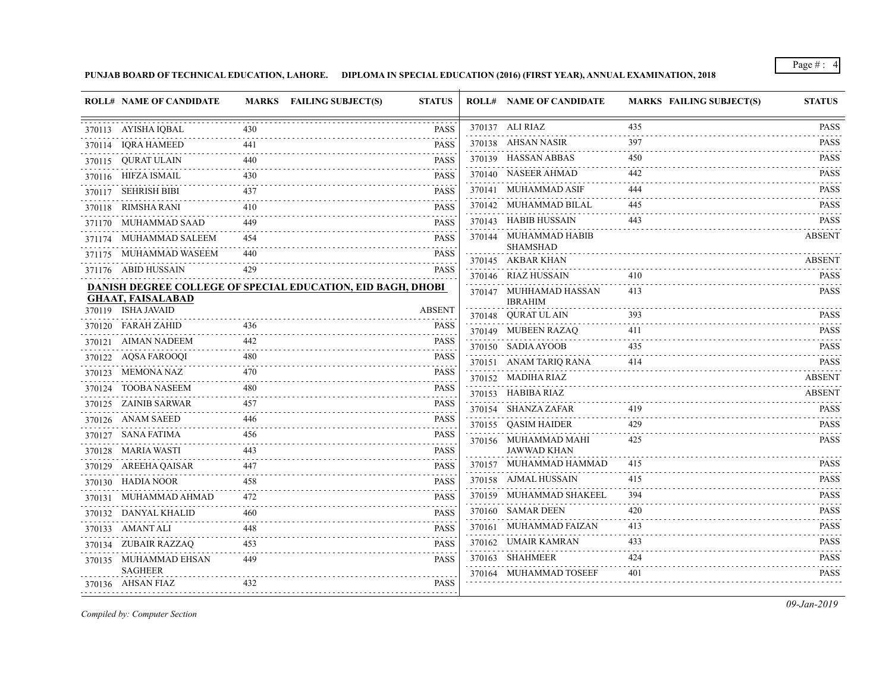**PUNJAB BOARD OF TECHNICAL EDUCATION, LAHORE. DIPLOMA IN SPECIAL EDUCATION (2016) (FIRST YEAR), ANNUAL EXAMINATION, 2018**

| ROLL# | NAME OF CANDIDATE | MARKS | FAILING SUBJECT(S) | STATUS |
|---|---|---|---|---|
| 370113 | AYISHA IQBAL | 430 | | PASS |
| 370114 | IQRA HAMEED | 441 | | PASS |
| 370115 | QURAT ULAIN | 440 | | PASS |
| 370116 | HIFZA ISMAIL | 430 | | PASS |
| 370117 | SEHRISH BIBI | 437 | | PASS |
| 370118 | RIMSHA RANI | 410 | | PASS |
| 371170 | MUHAMMAD SAAD | 449 | | PASS |
| 371174 | MUHAMMAD SALEEM | 454 | | PASS |
| 371175 | MUHAMMAD WASEEM | 440 | | PASS |
| 371176 | ABID HUSSAIN | 429 | | PASS |

**DANISH DEGREE COLLEGE OF SPECIAL EDUCATION, EID BAGH, DHOBI GHAAT, FAISALABAD**

| ROLL# | NAME OF CANDIDATE | MARKS | FAILING SUBJECT(S) | STATUS |
|---|---|---|---|---|
| 370119 | ISHA JAVAID | | | ABSENT |
| 370120 | FARAH ZAHID | 436 | | PASS |
| 370121 | AIMAN NADEEM | 442 | | PASS |
| 370122 | AQSA FAROOQI | 480 | | PASS |
| 370123 | MEMONA NAZ | 470 | | PASS |
| 370124 | TOOBA NASEEM | 480 | | PASS |
| 370125 | ZAINIB SARWAR | 457 | | PASS |
| 370126 | ANAM SAEED | 446 | | PASS |
| 370127 | SANA FATIMA | 456 | | PASS |
| 370128 | MARIA WASTI | 443 | | PASS |
| 370129 | AREEHA QAISAR | 447 | | PASS |
| 370130 | HADIA NOOR | 458 | | PASS |
| 370131 | MUHAMMAD AHMAD | 472 | | PASS |
| 370132 | DANYAL KHALID | 460 | | PASS |
| 370133 | AMANT ALI | 448 | | PASS |
| 370134 | ZUBAIR RAZZAQ | 453 | | PASS |
| 370135 | MUHAMMAD EHSAN SAGHEER | 449 | | PASS |
| 370136 | AHSAN FIAZ | 432 | | PASS |
| 370137 | ALI RIAZ | 435 | | PASS |
| 370138 | AHSAN NASIR | 397 | | PASS |
| 370139 | HASSAN ABBAS | 450 | | PASS |
| 370140 | NASEER AHMAD | 442 | | PASS |
| 370141 | MUHAMMAD ASIF | 444 | | PASS |
| 370142 | MUHAMMAD BILAL | 445 | | PASS |
| 370143 | HABIB HUSSAIN | 443 | | PASS |
| 370144 | MUHAMMAD HABIB SHAMSHAD | | | ABSENT |
| 370145 | AKBAR KHAN | | | ABSENT |
| 370146 | RIAZ HUSSAIN | 410 | | PASS |
| 370147 | MUHHAMAD HASSAN IBRAHIM | 413 | | PASS |
| 370148 | QURAT UL AIN | 393 | | PASS |
| 370149 | MUBEEN RAZAQ | 411 | | PASS |
| 370150 | SADIA AYOOB | 435 | | PASS |
| 370151 | ANAM TARIQ RANA | 414 | | PASS |
| 370152 | MADIHA RIAZ | | | ABSENT |
| 370153 | HABIBA RIAZ | | | ABSENT |
| 370154 | SHANZA ZAFAR | 419 | | PASS |
| 370155 | QASIM HAIDER | 429 | | PASS |
| 370156 | MUHAMMAD MAHI JAWWAD KHAN | 425 | | PASS |
| 370157 | MUHAMMAD HAMMAD | 415 | | PASS |
| 370158 | AJMAL HUSSAIN | 415 | | PASS |
| 370159 | MUHAMMAD SHAKEEL | 394 | | PASS |
| 370160 | SAMAR DEEN | 420 | | PASS |
| 370161 | MUHAMMAD FAIZAN | 413 | | PASS |
| 370162 | UMAIR KAMRAN | 433 | | PASS |
| 370163 | SHAHMEER | 424 | | PASS |
| 370164 | MUHAMMAD TOSEEF | 401 | | PASS |

*Compiled by: Computer Section*

*09-Jan-2019*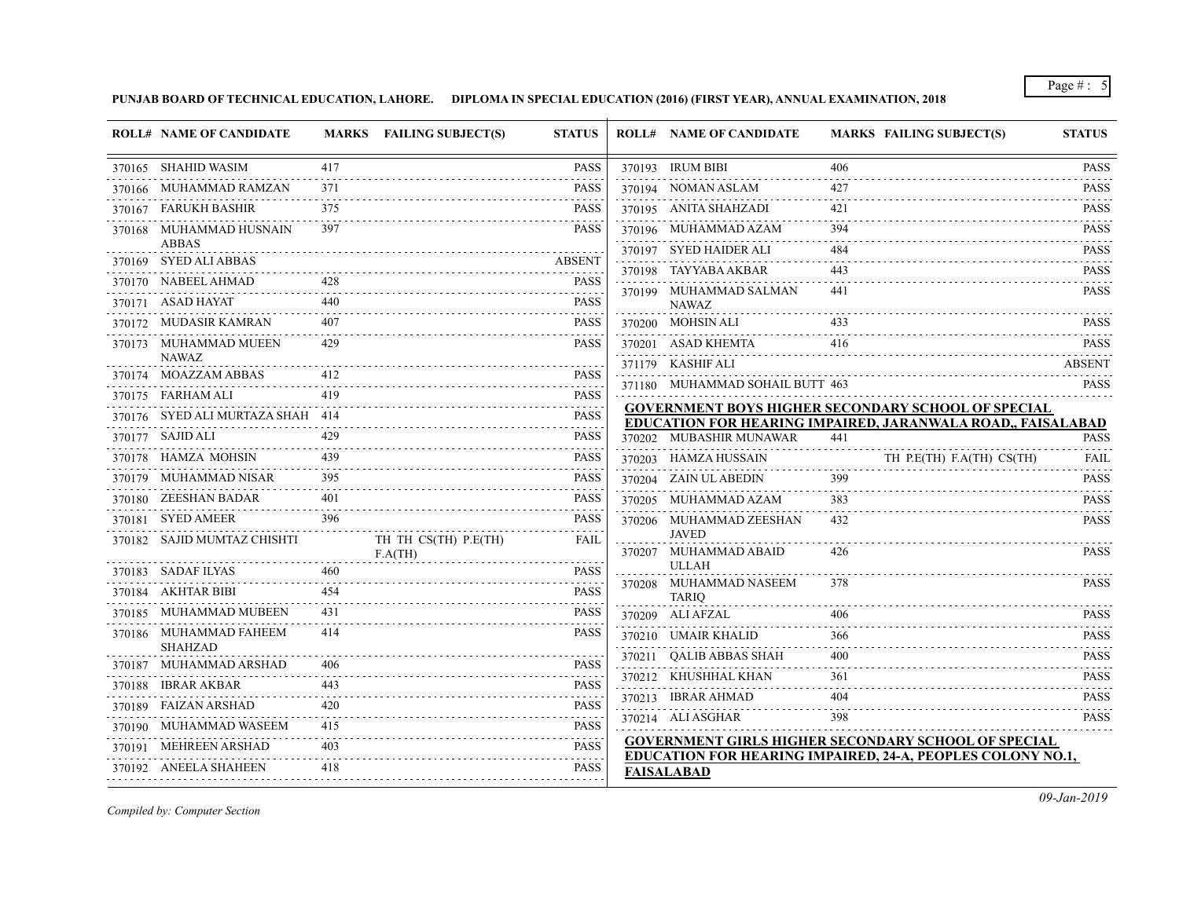**PUNJAB BOARD OF TECHNICAL EDUCATION, LAHORE. DIPLOMA IN SPECIAL EDUCATION (2016) (FIRST YEAR), ANNUAL EXAMINATION, 2018**

| ROLL# | NAME OF CANDIDATE | MARKS | FAILING SUBJECT(S) | STATUS |
|---|---|---|---|---|
| 370165 | SHAHID WASIM | 417 | | PASS |
| 370166 | MUHAMMAD RAMZAN | 371 | | PASS |
| 370167 | FARUKH BASHIR | 375 | | PASS |
| 370168 | MUHAMMAD HUSNAIN ABBAS | 397 | | PASS |
| 370169 | SYED ALI ABBAS | | | ABSENT |
| 370170 | NABEEL AHMAD | 428 | | PASS |
| 370171 | ASAD HAYAT | 440 | | PASS |
| 370172 | MUDASIR KAMRAN | 407 | | PASS |
| 370173 | MUHAMMAD MUEEN NAWAZ | 429 | | PASS |
| 370174 | MOAZZAM ABBAS | 412 | | PASS |
| 370175 | FARHAM ALI | 419 | | PASS |
| 370176 | SYED ALI MURTAZA SHAH | 414 | | PASS |
| 370177 | SAJID ALI | 429 | | PASS |
| 370178 | HAMZA MOHSIN | 439 | | PASS |
| 370179 | MUHAMMAD NISAR | 395 | | PASS |
| 370180 | ZEESHAN BADAR | 401 | | PASS |
| 370181 | SYED AMEER | 396 | | PASS |
| 370182 | SAJID MUMTAZ CHISHTI | | TH TH CS(TH) P.E(TH) F.A(TH) | FAIL |
| 370183 | SADAF ILYAS | 460 | | PASS |
| 370184 | AKHTAR BIBI | 454 | | PASS |
| 370185 | MUHAMMAD MUBEEN | 431 | | PASS |
| 370186 | MUHAMMAD FAHEEM SHAHZAD | 414 | | PASS |
| 370187 | MUHAMMAD ARSHAD | 406 | | PASS |
| 370188 | IBRAR AKBAR | 443 | | PASS |
| 370189 | FAIZAN ARSHAD | 420 | | PASS |
| 370190 | MUHAMMAD WASEEM | 415 | | PASS |
| 370191 | MEHREEN ARSHAD | 403 | | PASS |
| 370192 | ANEELA SHAHEEN | 418 | | PASS |
| 370193 | IRUM BIBI | 406 | | PASS |
| 370194 | NOMAN ASLAM | 427 | | PASS |
| 370195 | ANITA SHAHZADI | 421 | | PASS |
| 370196 | MUHAMMAD AZAM | 394 | | PASS |
| 370197 | SYED HAIDER ALI | 484 | | PASS |
| 370198 | TAYYABA AKBAR | 443 | | PASS |
| 370199 | MUHAMMAD SALMAN NAWAZ | 441 | | PASS |
| 370200 | MOHSIN ALI | 433 | | PASS |
| 370201 | ASAD KHEMTA | 416 | | PASS |
| 371179 | KASHIF ALI | | | ABSENT |
| 371180 | MUHAMMAD SOHAIL BUTT | 463 | | PASS |

**GOVERNMENT BOYS HIGHER SECONDARY SCHOOL OF SPECIAL EDUCATION FOR HEARING IMPAIRED, JARANWALA ROAD,, FAISALABAD**

| ROLL# | NAME OF CANDIDATE | MARKS | FAILING SUBJECT(S) | STATUS |
|---|---|---|---|---|
| 370202 | MUBASHIR MUNAWAR | 441 | | PASS |
| 370203 | HAMZA HUSSAIN | | TH P.E(TH) F.A(TH) CS(TH) | FAIL |
| 370204 | ZAIN UL ABEDIN | 399 | | PASS |
| 370205 | MUHAMMAD AZAM | 383 | | PASS |
| 370206 | MUHAMMAD ZEESHAN JAVED | 432 | | PASS |
| 370207 | MUHAMMAD ABAID ULLAH | 426 | | PASS |
| 370208 | MUHAMMAD NASEEM TARIQ | 378 | | PASS |
| 370209 | ALI AFZAL | 406 | | PASS |
| 370210 | UMAIR KHALID | 366 | | PASS |
| 370211 | QALIB ABBAS SHAH | 400 | | PASS |
| 370212 | KHUSHHAL KHAN | 361 | | PASS |
| 370213 | IBRAR AHMAD | 404 | | PASS |
| 370214 | ALI ASGHAR | 398 | | PASS |

**GOVERNMENT GIRLS HIGHER SECONDARY SCHOOL OF SPECIAL EDUCATION FOR HEARING IMPAIRED, 24-A, PEOPLES COLONY NO.1, FAISALABAD**

*Compiled by: Computer Section*

*09-Jan-2019*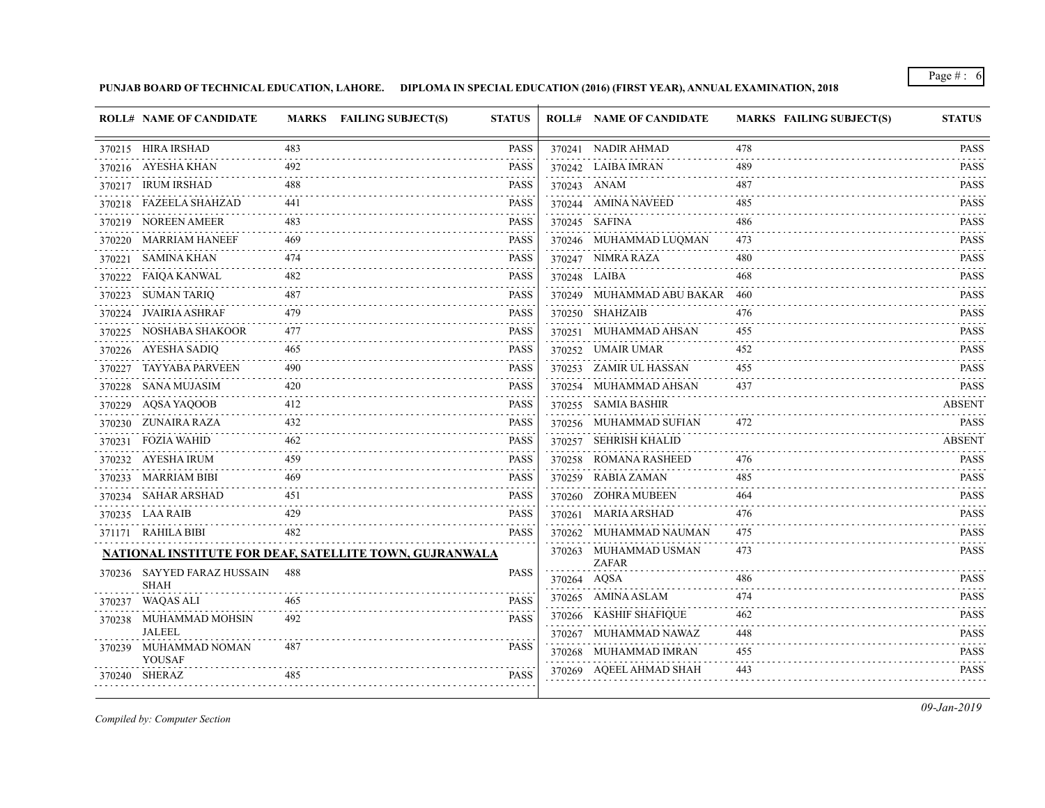**PUNJAB BOARD OF TECHNICAL EDUCATION, LAHORE. DIPLOMA IN SPECIAL EDUCATION (2016) (FIRST YEAR), ANNUAL EXAMINATION, 2018**

| ROLL# | NAME OF CANDIDATE | MARKS | FAILING SUBJECT(S) | STATUS |
|---|---|---|---|---|
| 370215 | HIRA IRSHAD | 483 | | PASS |
| 370216 | AYESHA KHAN | 492 | | PASS |
| 370217 | IRUM IRSHAD | 488 | | PASS |
| 370218 | FAZEELA SHAHZAD | 441 | | PASS |
| 370219 | NOREEN AMEER | 483 | | PASS |
| 370220 | MARRIAM HANEEF | 469 | | PASS |
| 370221 | SAMINA KHAN | 474 | | PASS |
| 370222 | FAIQA KANWAL | 482 | | PASS |
| 370223 | SUMAN TARIQ | 487 | | PASS |
| 370224 | JVAIRIA ASHRAF | 479 | | PASS |
| 370225 | NOSHABA SHAKOOR | 477 | | PASS |
| 370226 | AYESHA SADIQ | 465 | | PASS |
| 370227 | TAYYABA PARVEEN | 490 | | PASS |
| 370228 | SANA MUJASIM | 420 | | PASS |
| 370229 | AQSA YAQOOB | 412 | | PASS |
| 370230 | ZUNAIRA RAZA | 432 | | PASS |
| 370231 | FOZIA WAHID | 462 | | PASS |
| 370232 | AYESHA IRUM | 459 | | PASS |
| 370233 | MARRIAM BIBI | 469 | | PASS |
| 370234 | SAHAR ARSHAD | 451 | | PASS |
| 370235 | LAA RAIB | 429 | | PASS |
| 371171 | RAHILA BIBI | 482 | | PASS |

**NATIONAL INSTITUTE FOR DEAF, SATELLITE TOWN, GUJRANWALA**

| ROLL# | NAME OF CANDIDATE | MARKS | FAILING SUBJECT(S) | STATUS |
|---|---|---|---|---|
| 370236 | SAYYED FARAZ HUSSAIN SHAH | 488 | | PASS |
| 370237 | WAQAS ALI | 465 | | PASS |
| 370238 | MUHAMMAD MOHSIN JALEEL | 492 | | PASS |
| 370239 | MUHAMMAD NOMAN YOUSAF | 487 | | PASS |
| 370240 | SHERAZ | 485 | | PASS |
| 370241 | NADIR AHMAD | 478 | | PASS |
| 370242 | LAIBA IMRAN | 489 | | PASS |
| 370243 | ANAM | 487 | | PASS |
| 370244 | AMINA NAVEED | 485 | | PASS |
| 370245 | SAFINA | 486 | | PASS |
| 370246 | MUHAMMAD LUQMAN | 473 | | PASS |
| 370247 | NIMRA RAZA | 480 | | PASS |
| 370248 | LAIBA | 468 | | PASS |
| 370249 | MUHAMMAD ABU BAKAR | 460 | | PASS |
| 370250 | SHAHZAIB | 476 | | PASS |
| 370251 | MUHAMMAD AHSAN | 455 | | PASS |
| 370252 | UMAIR UMAR | 452 | | PASS |
| 370253 | ZAMIR UL HASSAN | 455 | | PASS |
| 370254 | MUHAMMAD AHSAN | 437 | | PASS |
| 370255 | SAMIA BASHIR | | | ABSENT |
| 370256 | MUHAMMAD SUFIAN | 472 | | PASS |
| 370257 | SEHRISH KHALID | | | ABSENT |
| 370258 | ROMANA RASHEED | 476 | | PASS |
| 370259 | RABIA ZAMAN | 485 | | PASS |
| 370260 | ZOHRA MUBEEN | 464 | | PASS |
| 370261 | MARIA ARSHAD | 476 | | PASS |
| 370262 | MUHAMMAD NAUMAN | 475 | | PASS |
| 370263 | MUHAMMAD USMAN ZAFAR | 473 | | PASS |
| 370264 | AQSA | 486 | | PASS |
| 370265 | AMINA ASLAM | 474 | | PASS |
| 370266 | KASHIF SHAFIQUE | 462 | | PASS |
| 370267 | MUHAMMAD NAWAZ | 448 | | PASS |
| 370268 | MUHAMMAD IMRAN | 455 | | PASS |
| 370269 | AQEEL AHMAD SHAH | 443 | | PASS |

*Compiled by: Computer Section*

*09-Jan-2019*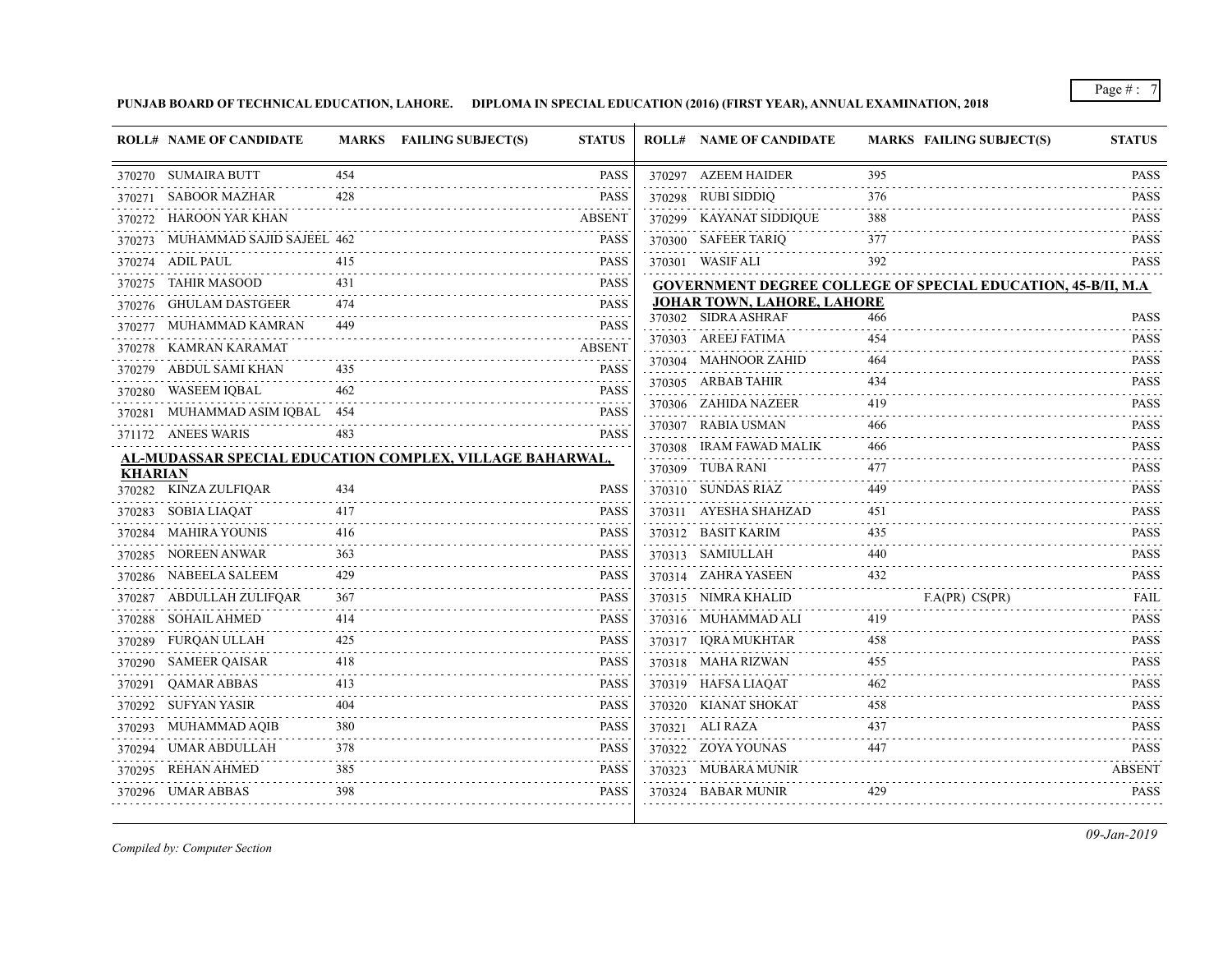**PUNJAB BOARD OF TECHNICAL EDUCATION, LAHORE. DIPLOMA IN SPECIAL EDUCATION (2016) (FIRST YEAR), ANNUAL EXAMINATION, 2018**

| ROLL# | NAME OF CANDIDATE | MARKS | FAILING SUBJECT(S) | STATUS |
|---|---|---|---|---|
| 370270 | SUMAIRA BUTT | 454 | | PASS |
| 370271 | SABOOR MAZHAR | 428 | | PASS |
| 370272 | HAROON YAR KHAN | | | ABSENT |
| 370273 | MUHAMMAD SAJID SAJEEL | 462 | | PASS |
| 370274 | ADIL PAUL | 415 | | PASS |
| 370275 | TAHIR MASOOD | 431 | | PASS |
| 370276 | GHULAM DASTGEER | 474 | | PASS |
| 370277 | MUHAMMAD KAMRAN | 449 | | PASS |
| 370278 | KAMRAN KARAMAT | | | ABSENT |
| 370279 | ABDUL SAMI KHAN | 435 | | PASS |
| 370280 | WASEEM IQBAL | 462 | | PASS |
| 370281 | MUHAMMAD ASIM IQBAL | 454 | | PASS |
| 371172 | ANEES WARIS | 483 | | PASS |

**AL-MUDASSAR SPECIAL EDUCATION COMPLEX, VILLAGE BAHARWAL, KHARIAN**

| ROLL# | NAME OF CANDIDATE | MARKS | FAILING SUBJECT(S) | STATUS |
|---|---|---|---|---|
| 370282 | KINZA ZULFIQAR | 434 | | PASS |
| 370283 | SOBIA LIAQAT | 417 | | PASS |
| 370284 | MAHIRA YOUNIS | 416 | | PASS |
| 370285 | NOREEN ANWAR | 363 | | PASS |
| 370286 | NABEELA SALEEM | 429 | | PASS |
| 370287 | ABDULLAH ZULFIQAR | 367 | | PASS |
| 370288 | SOHAIL AHMED | 414 | | PASS |
| 370289 | FURQAN ULLAH | 425 | | PASS |
| 370290 | SAMEER QAISAR | 418 | | PASS |
| 370291 | QAMAR ABBAS | 413 | | PASS |
| 370292 | SUFYAN YASIR | 404 | | PASS |
| 370293 | MUHAMMAD AQIB | 380 | | PASS |
| 370294 | UMAR ABDULLAH | 378 | | PASS |
| 370295 | REHAN AHMED | 385 | | PASS |
| 370296 | UMAR ABBAS | 398 | | PASS |
| 370297 | AZEEM HAIDER | 395 | | PASS |
| 370298 | RUBI SIDDIQ | 376 | | PASS |
| 370299 | KAYANAT SIDDIQUE | 388 | | PASS |
| 370300 | SAFEER TARIQ | 377 | | PASS |
| 370301 | WASIF ALI | 392 | | PASS |

**GOVERNMENT DEGREE COLLEGE OF SPECIAL EDUCATION, 45-B/II, M.A JOHAR TOWN, LAHORE, LAHORE**

| ROLL# | NAME OF CANDIDATE | MARKS | FAILING SUBJECT(S) | STATUS |
|---|---|---|---|---|
| 370302 | SIDRA ASHRAF | 466 | | PASS |
| 370303 | AREEJ FATIMA | 454 | | PASS |
| 370304 | MAHNOOR ZAHID | 464 | | PASS |
| 370305 | ARBAB TAHIR | 434 | | PASS |
| 370306 | ZAHIDA NAZEER | 419 | | PASS |
| 370307 | RABIA USMAN | 466 | | PASS |
| 370308 | IRAM FAWAD MALIK | 466 | | PASS |
| 370309 | TUBA RANI | 477 | | PASS |
| 370310 | SUNDAS RIAZ | 449 | | PASS |
| 370311 | AYESHA SHAHZAD | 451 | | PASS |
| 370312 | BASIT KARIM | 435 | | PASS |
| 370313 | SAMIULLAH | 440 | | PASS |
| 370314 | ZAHRA YASEEN | 432 | | PASS |
| 370315 | NIMRA KHALID | | F.A(PR) CS(PR) | FAIL |
| 370316 | MUHAMMAD ALI | 419 | | PASS |
| 370317 | IQRA MUKHTAR | 458 | | PASS |
| 370318 | MAHA RIZWAN | 455 | | PASS |
| 370319 | HAFSA LIAQAT | 462 | | PASS |
| 370320 | KIANAT SHOKAT | 458 | | PASS |
| 370321 | ALI RAZA | 437 | | PASS |
| 370322 | ZOYA YOUNAS | 447 | | PASS |
| 370323 | MUBARA MUNIR | | | ABSENT |
| 370324 | BABAR MUNIR | 429 | | PASS |

*Compiled by: Computer Section*

*09-Jan-2019*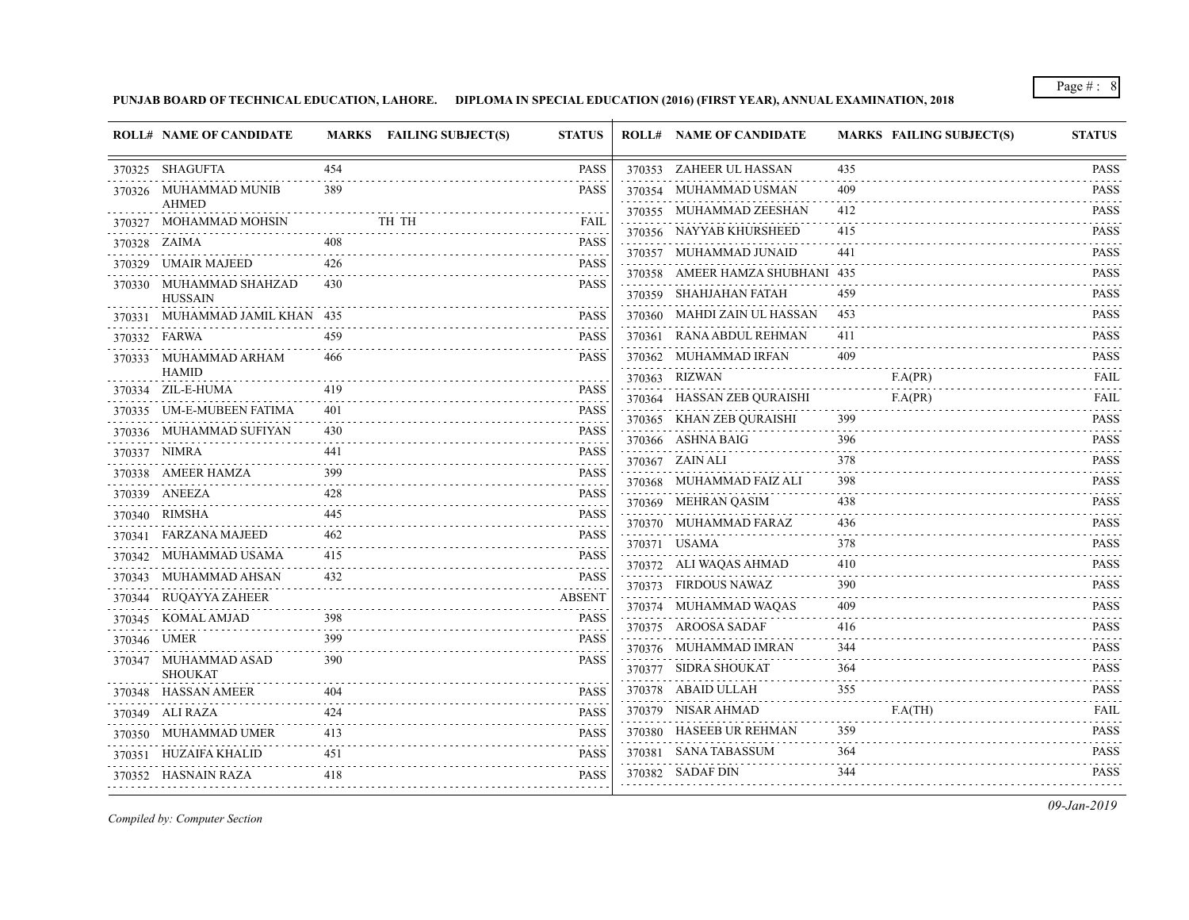**PUNJAB BOARD OF TECHNICAL EDUCATION, LAHORE. DIPLOMA IN SPECIAL EDUCATION (2016) (FIRST YEAR), ANNUAL EXAMINATION, 2018**

| ROLL# | NAME OF CANDIDATE | MARKS | FAILING SUBJECT(S) | STATUS |
|---|---|---|---|---|
| 370325 | SHAGUFTA | 454 | | PASS |
| 370326 | MUHAMMAD MUNIB AHMED | 389 | | PASS |
| 370327 | MOHAMMAD MOHSIN | | TH TH | FAIL |
| 370328 | ZAIMA | 408 | | PASS |
| 370329 | UMAIR MAJEED | 426 | | PASS |
| 370330 | MUHAMMAD SHAHZAD HUSSAIN | 430 | | PASS |
| 370331 | MUHAMMAD JAMIL KHAN | 435 | | PASS |
| 370332 | FARWA | 459 | | PASS |
| 370333 | MUHAMMAD ARHAM HAMID | 466 | | PASS |
| 370334 | ZIL-E-HUMA | 419 | | PASS |
| 370335 | UM-E-MUBEEN FATIMA | 401 | | PASS |
| 370336 | MUHAMMAD SUFIYAN | 430 | | PASS |
| 370337 | NIMRA | 441 | | PASS |
| 370338 | AMEER HAMZA | 399 | | PASS |
| 370339 | ANEEZA | 428 | | PASS |
| 370340 | RIMSHA | 445 | | PASS |
| 370341 | FARZANA MAJEED | 462 | | PASS |
| 370342 | MUHAMMAD USAMA | 415 | | PASS |
| 370343 | MUHAMMAD AHSAN | 432 | | PASS |
| 370344 | RUQAYYA ZAHEER | | | ABSENT |
| 370345 | KOMAL AMJAD | 398 | | PASS |
| 370346 | UMER | 399 | | PASS |
| 370347 | MUHAMMAD ASAD SHOUKAT | 390 | | PASS |
| 370348 | HASSAN AMEER | 404 | | PASS |
| 370349 | ALI RAZA | 424 | | PASS |
| 370350 | MUHAMMAD UMER | 413 | | PASS |
| 370351 | HUZAIFA KHALID | 451 | | PASS |
| 370352 | HASNAIN RAZA | 418 | | PASS |
| 370353 | ZAHEER UL HASSAN | 435 | | PASS |
| 370354 | MUHAMMAD USMAN | 409 | | PASS |
| 370355 | MUHAMMAD ZEESHAN | 412 | | PASS |
| 370356 | NAYYAB KHURSHEED | 415 | | PASS |
| 370357 | MUHAMMAD JUNAID | 441 | | PASS |
| 370358 | AMEER HAMZA SHUBHANI | 435 | | PASS |
| 370359 | SHAHJAHAN FATAH | 459 | | PASS |
| 370360 | MAHDI ZAIN UL HASSAN | 453 | | PASS |
| 370361 | RANA ABDUL REHMAN | 411 | | PASS |
| 370362 | MUHAMMAD IRFAN | 409 | | PASS |
| 370363 | RIZWAN | | F.A(PR) | FAIL |
| 370364 | HASSAN ZEB QURAISHI | | F.A(PR) | FAIL |
| 370365 | KHAN ZEB QURAISHI | 399 | | PASS |
| 370366 | ASHNA BAIG | 396 | | PASS |
| 370367 | ZAIN ALI | 378 | | PASS |
| 370368 | MUHAMMAD FAIZ ALI | 398 | | PASS |
| 370369 | MEHRAN QASIM | 438 | | PASS |
| 370370 | MUHAMMAD FARAZ | 436 | | PASS |
| 370371 | USAMA | 378 | | PASS |
| 370372 | ALI WAQAS AHMAD | 410 | | PASS |
| 370373 | FIRDOUS NAWAZ | 390 | | PASS |
| 370374 | MUHAMMAD WAQAS | 409 | | PASS |
| 370375 | AROOSA SADAF | 416 | | PASS |
| 370376 | MUHAMMAD IMRAN | 344 | | PASS |
| 370377 | SIDRA SHOUKAT | 364 | | PASS |
| 370378 | ABAID ULLAH | 355 | | PASS |
| 370379 | NISAR AHMAD | | F.A(TH) | FAIL |
| 370380 | HASEEB UR REHMAN | 359 | | PASS |
| 370381 | SANA TABASSUM | 364 | | PASS |
| 370382 | SADAF DIN | 344 | | PASS |

*Compiled by: Computer Section*

*09-Jan-2019*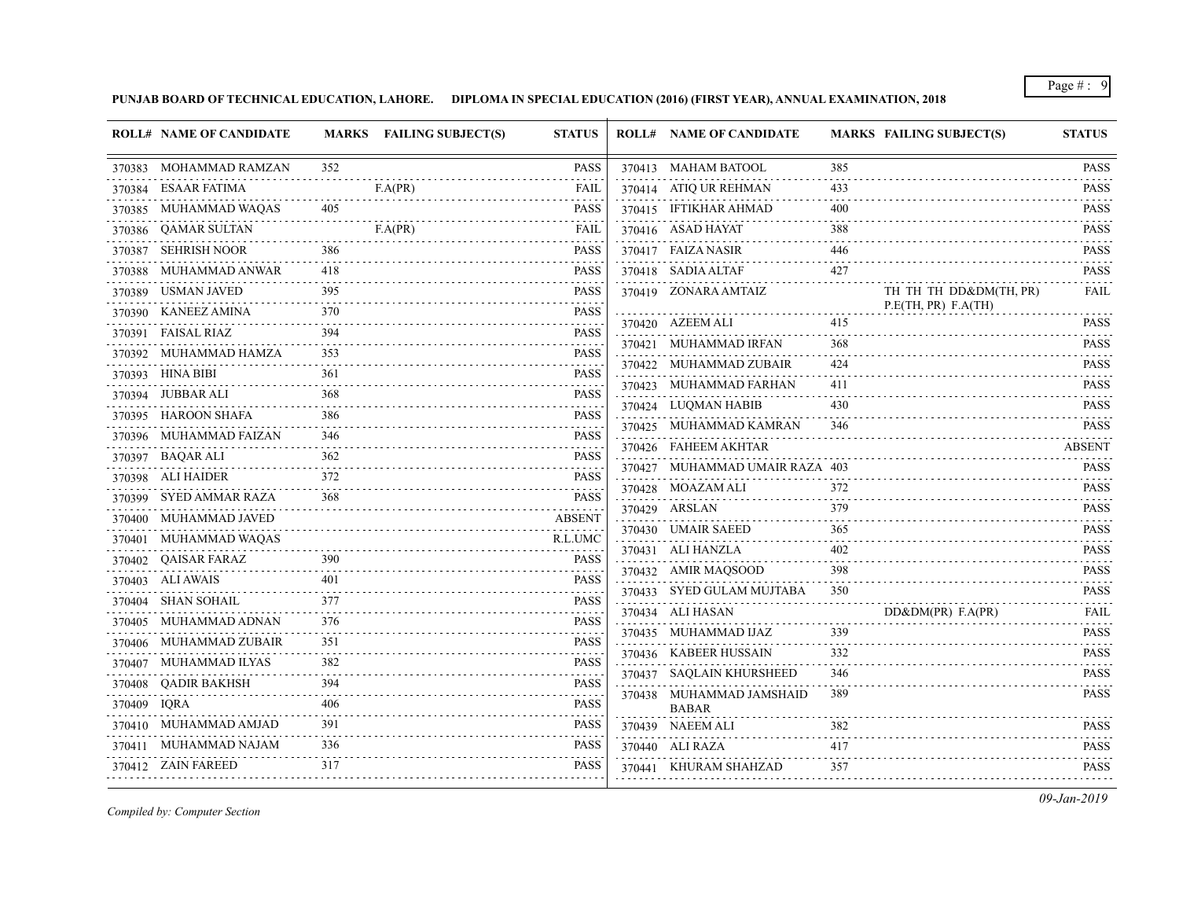**PUNJAB BOARD OF TECHNICAL EDUCATION, LAHORE. DIPLOMA IN SPECIAL EDUCATION (2016) (FIRST YEAR), ANNUAL EXAMINATION, 2018**

| ROLL# | NAME OF CANDIDATE | MARKS | FAILING SUBJECT(S) | STATUS |
|---|---|---|---|---|
| 370383 | MOHAMMAD RAMZAN | 352 | | PASS |
| 370384 | ESAAR FATIMA | | F.A(PR) | FAIL |
| 370385 | MUHAMMAD WAQAS | 405 | | PASS |
| 370386 | QAMAR SULTAN | | F.A(PR) | FAIL |
| 370387 | SEHRISH NOOR | 386 | | PASS |
| 370388 | MUHAMMAD ANWAR | 418 | | PASS |
| 370389 | USMAN JAVED | 395 | | PASS |
| 370390 | KANEEZ AMINA | 370 | | PASS |
| 370391 | FAISAL RIAZ | 394 | | PASS |
| 370392 | MUHAMMAD HAMZA | 353 | | PASS |
| 370393 | HINA BIBI | 361 | | PASS |
| 370394 | JUBBAR ALI | 368 | | PASS |
| 370395 | HAROON SHAFA | 386 | | PASS |
| 370396 | MUHAMMAD FAIZAN | 346 | | PASS |
| 370397 | BAQAR ALI | 362 | | PASS |
| 370398 | ALI HAIDER | 372 | | PASS |
| 370399 | SYED AMMAR RAZA | 368 | | PASS |
| 370400 | MUHAMMAD JAVED | | | ABSENT |
| 370401 | MUHAMMAD WAQAS | | | R.L.UMC |
| 370402 | QAISAR FARAZ | 390 | | PASS |
| 370403 | ALI AWAIS | 401 | | PASS |
| 370404 | SHAN SOHAIL | 377 | | PASS |
| 370405 | MUHAMMAD ADNAN | 376 | | PASS |
| 370406 | MUHAMMAD ZUBAIR | 351 | | PASS |
| 370407 | MUHAMMAD ILYAS | 382 | | PASS |
| 370408 | QADIR BAKHSH | 394 | | PASS |
| 370409 | IQRA | 406 | | PASS |
| 370410 | MUHAMMAD AMJAD | 391 | | PASS |
| 370411 | MUHAMMAD NAJAM | 336 | | PASS |
| 370412 | ZAIN FAREED | 317 | | PASS |
| 370413 | MAHAM BATOOL | 385 | | PASS |
| 370414 | ATIQ UR REHMAN | 433 | | PASS |
| 370415 | IFTIKHAR AHMAD | 400 | | PASS |
| 370416 | ASAD HAYAT | 388 | | PASS |
| 370417 | FAIZA NASIR | 446 | | PASS |
| 370418 | SADIA ALTAF | 427 | | PASS |
| 370419 | ZONARA AMTAIZ | | TH TH TH DD&DM(TH, PR) P.E(TH, PR) F.A(TH) | FAIL |
| 370420 | AZEEM ALI | 415 | | PASS |
| 370421 | MUHAMMAD IRFAN | 368 | | PASS |
| 370422 | MUHAMMAD ZUBAIR | 424 | | PASS |
| 370423 | MUHAMMAD FARHAN | 411 | | PASS |
| 370424 | LUQMAN HABIB | 430 | | PASS |
| 370425 | MUHAMMAD KAMRAN | 346 | | PASS |
| 370426 | FAHEEM AKHTAR | | | ABSENT |
| 370427 | MUHAMMAD UMAIR RAZA | 403 | | PASS |
| 370428 | MOAZAM ALI | 372 | | PASS |
| 370429 | ARSLAN | 379 | | PASS |
| 370430 | UMAIR SAEED | 365 | | PASS |
| 370431 | ALI HANZLA | 402 | | PASS |
| 370432 | AMIR MAQSOOD | 398 | | PASS |
| 370433 | SYED GULAM MUJTABA | 350 | | PASS |
| 370434 | ALI HASAN | | DD&DM(PR) F.A(PR) | FAIL |
| 370435 | MUHAMMAD IJAZ | 339 | | PASS |
| 370436 | KABEER HUSSAIN | 332 | | PASS |
| 370437 | SAQLAIN KHURSHEED | 346 | | PASS |
| 370438 | MUHAMMAD JAMSHAID BABAR | 389 | | PASS |
| 370439 | NAEEM ALI | 382 | | PASS |
| 370440 | ALI RAZA | 417 | | PASS |
| 370441 | KHURAM SHAHZAD | 357 | | PASS |

*Compiled by: Computer Section*

*09-Jan-2019*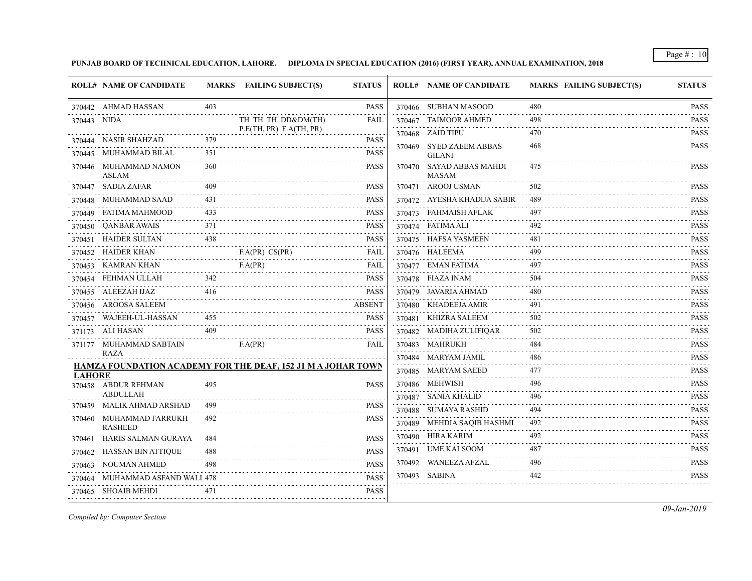**PUNJAB BOARD OF TECHNICAL EDUCATION, LAHORE. DIPLOMA IN SPECIAL EDUCATION (2016) (FIRST YEAR), ANNUAL EXAMINATION, 2018**

| ROLL# | NAME OF CANDIDATE | MARKS | FAILING SUBJECT(S) | STATUS |
|---|---|---|---|---|
| 370442 | AHMAD HASSAN | 403 | | PASS |
| 370443 | NIDA | | TH TH TH DD&DM(TH) P.E(TH, PR) F.A(TH, PR) | FAIL |
| 370444 | NASIR SHAHZAD | 379 | | PASS |
| 370445 | MUHAMMAD BILAL | 351 | | PASS |
| 370446 | MUHAMMAD NAMON ASLAM | 360 | | PASS |
| 370447 | SADIA ZAFAR | 409 | | PASS |
| 370448 | MUHAMMAD SAAD | 431 | | PASS |
| 370449 | FATIMA MAHMOOD | 433 | | PASS |
| 370450 | QANBAR AWAIS | 371 | | PASS |
| 370451 | HAIDER SULTAN | 438 | | PASS |
| 370452 | HAIDER KHAN | | F.A(PR) CS(PR) | FAIL |
| 370453 | KAMRAN KHAN | | F.A(PR) | FAIL |
| 370454 | FEHMAN ULLAH | 342 | | PASS |
| 370455 | ALEEZAH IJAZ | 416 | | PASS |
| 370456 | AROOSA SALEEM | | | ABSENT |
| 370457 | WAJEEH-UL-HASSAN | 455 | | PASS |
| 371173 | ALI HASAN | 409 | | PASS |
| 371177 | MUHAMMAD SABTAIN RAZA | | F.A(PR) | FAIL |

**HAMZA FOUNDATION ACADEMY FOR THE DEAF, 152 J1 M A JOHAR TOWN LAHORE**

| ROLL# | NAME OF CANDIDATE | MARKS | FAILING SUBJECT(S) | STATUS |
|---|---|---|---|---|
| 370458 | ABDUR REHMAN ABDULLAH | 495 | | PASS |
| 370459 | MALIK AHMAD ARSHAD | 499 | | PASS |
| 370460 | MUHAMMAD FARRUKH RASHEED | 492 | | PASS |
| 370461 | HARIS SALMAN GURAYA | 484 | | PASS |
| 370462 | HASSAN BIN ATTIQUE | 488 | | PASS |
| 370463 | NOUMAN AHMED | 498 | | PASS |
| 370464 | MUHAMMAD ASFAND WALI | 478 | | PASS |
| 370465 | SHOAIB MEHDI | 471 | | PASS |
| 370466 | SUBHAN MASOOD | 480 | | PASS |
| 370467 | TAIMOOR AHMED | 498 | | PASS |
| 370468 | ZAID TIPU | 470 | | PASS |
| 370469 | SYED ZAEEM ABBAS GILANI | 468 | | PASS |
| 370470 | SAYAD ABBAS MAHDI MASAM | 475 | | PASS |
| 370471 | AROOJ USMAN | 502 | | PASS |
| 370472 | AYESHA KHADIJA SABIR | 489 | | PASS |
| 370473 | FAHMAISH AFLAK | 497 | | PASS |
| 370474 | FATIMA ALI | 492 | | PASS |
| 370475 | HAFSA YASMEEN | 481 | | PASS |
| 370476 | HALEEMA | 499 | | PASS |
| 370477 | EMAN FATIMA | 497 | | PASS |
| 370478 | FIAZA INAM | 504 | | PASS |
| 370479 | JAVARIA AHMAD | 480 | | PASS |
| 370480 | KHADEEJA AMIR | 491 | | PASS |
| 370481 | KHIZRA SALEEM | 502 | | PASS |
| 370482 | MADIHA ZULIFIQAR | 502 | | PASS |
| 370483 | MAHRUKH | 484 | | PASS |
| 370484 | MARYAM JAMIL | 486 | | PASS |
| 370485 | MARYAM SAEED | 477 | | PASS |
| 370486 | MEHWISH | 496 | | PASS |
| 370487 | SANIA KHALID | 496 | | PASS |
| 370488 | SUMAYA RASHID | 494 | | PASS |
| 370489 | MEHDIA SAQIB HASHMI | 492 | | PASS |
| 370490 | HIRA KARIM | 492 | | PASS |
| 370491 | UME KALSOOM | 487 | | PASS |
| 370492 | WANEEZA AFZAL | 496 | | PASS |
| 370493 | SABINA | 442 | | PASS |

*Compiled by: Computer Section*

*09-Jan-2019*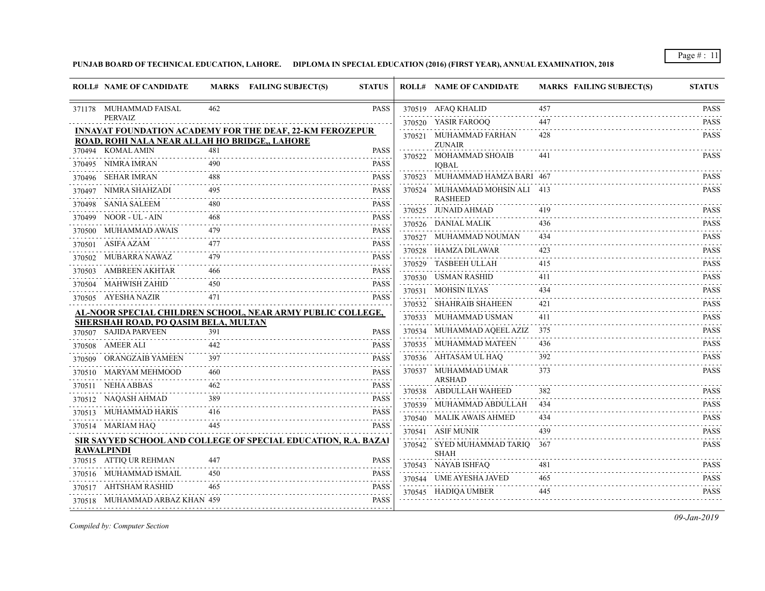PUNJAB BOARD OF TECHNICAL EDUCATION, LAHORE. DIPLOMA IN SPECIAL EDUCATION (2016) (FIRST YEAR), ANNUAL EXAMINATION, 2018

| ROLL# | NAME OF CANDIDATE | MARKS | FAILING SUBJECT(S) | STATUS |
|---|---|---|---|---|
| 371178 | MUHAMMAD FAISAL PERVAIZ | 462 | | PASS |

**INNAYAT FOUNDATION ACADEMY FOR THE DEAF, 22-KM FEROZEPUR ROAD, ROHI NALA NEAR ALLAH HO BRIDGE,, LAHORE**

| ROLL# | NAME OF CANDIDATE | MARKS | FAILING SUBJECT(S) | STATUS |
|---|---|---|---|---|
| 370494 | KOMAL AMIN | 481 | | PASS |
| 370495 | NIMRA IMRAN | 490 | | PASS |
| 370496 | SEHAR IMRAN | 488 | | PASS |
| 370497 | NIMRA SHAHZADI | 495 | | PASS |
| 370498 | SANIA SALEEM | 480 | | PASS |
| 370499 | NOOR - UL - AIN | 468 | | PASS |
| 370500 | MUHAMMAD AWAIS | 479 | | PASS |
| 370501 | ASIFA AZAM | 477 | | PASS |
| 370502 | MUBARRA NAWAZ | 479 | | PASS |
| 370503 | AMBREEN AKHTAR | 466 | | PASS |
| 370504 | MAHWISH ZAHID | 450 | | PASS |
| 370505 | AYESHA NAZIR | 471 | | PASS |

**AL-NOOR SPECIAL CHILDREN SCHOOL, NEAR ARMY PUBLIC COLLEGE, SHERSHAH ROAD, PO QASIM BELA, MULTAN**

| ROLL# | NAME OF CANDIDATE | MARKS | FAILING SUBJECT(S) | STATUS |
|---|---|---|---|---|
| 370507 | SAJIDA PARVEEN | 391 | | PASS |
| 370508 | AMEER ALI | 442 | | PASS |
| 370509 | ORANGZAIB YAMEEN | 397 | | PASS |
| 370510 | MARYAM MEHMOOD | 460 | | PASS |
| 370511 | NEHA ABBAS | 462 | | PASS |
| 370512 | NAQASH AHMAD | 389 | | PASS |
| 370513 | MUHAMMAD HARIS | 416 | | PASS |
| 370514 | MARIAM HAQ | 445 | | PASS |

**SIR SAYYED SCHOOL AND COLLEGE OF SPECIAL EDUCATION, R.A. BAZAI RAWALPINDI**

| ROLL# | NAME OF CANDIDATE | MARKS | FAILING SUBJECT(S) | STATUS |
|---|---|---|---|---|
| 370515 | ATTIQ UR REHMAN | 447 | | PASS |
| 370516 | MUHAMMAD ISMAIL | 450 | | PASS |
| 370517 | AHTSHAM RASHID | 465 | | PASS |
| 370518 | MUHAMMAD ARBAZ KHAN | 459 | | PASS |
| 370519 | AFAQ KHALID | 457 | | PASS |
| 370520 | YASIR FAROOQ | 447 | | PASS |
| 370521 | MUHAMMAD FARHAN ZUNAIR | 428 | | PASS |
| 370522 | MOHAMMAD SHOAIB IQBAL | 441 | | PASS |
| 370523 | MUHAMMAD HAMZA BARI | 467 | | PASS |
| 370524 | MUHAMMAD MOHSIN ALI RASHEED | 413 | | PASS |
| 370525 | JUNAID AHMAD | 419 | | PASS |
| 370526 | DANIAL MALIK | 436 | | PASS |
| 370527 | MUHAMMAD NOUMAN | 434 | | PASS |
| 370528 | HAMZA DILAWAR | 423 | | PASS |
| 370529 | TASBEEH ULLAH | 415 | | PASS |
| 370530 | USMAN RASHID | 411 | | PASS |
| 370531 | MOHSIN ILYAS | 434 | | PASS |
| 370532 | SHAHRAIB SHAHEEN | 421 | | PASS |
| 370533 | MUHAMMAD USMAN | 411 | | PASS |
| 370534 | MUHAMMAD AQEEL AZIZ | 375 | | PASS |
| 370535 | MUHAMMAD MATEEN | 436 | | PASS |
| 370536 | AHTASAM UL HAQ | 392 | | PASS |
| 370537 | MUHAMMAD UMAR ARSHAD | 373 | | PASS |
| 370538 | ABDULLAH WAHEED | 382 | | PASS |
| 370539 | MUHAMMAD ABDULLAH | 434 | | PASS |
| 370540 | MALIK AWAIS AHMED | 434 | | PASS |
| 370541 | ASIF MUNIR | 439 | | PASS |
| 370542 | SYED MUHAMMAD TARIQ SHAH | 367 | | PASS |
| 370543 | NAYAB ISHFAQ | 481 | | PASS |
| 370544 | UME AYESHA JAVED | 465 | | PASS |
| 370545 | HADIQA UMBER | 445 | | PASS |

*Compiled by: Computer Section*

*09-Jan-2019*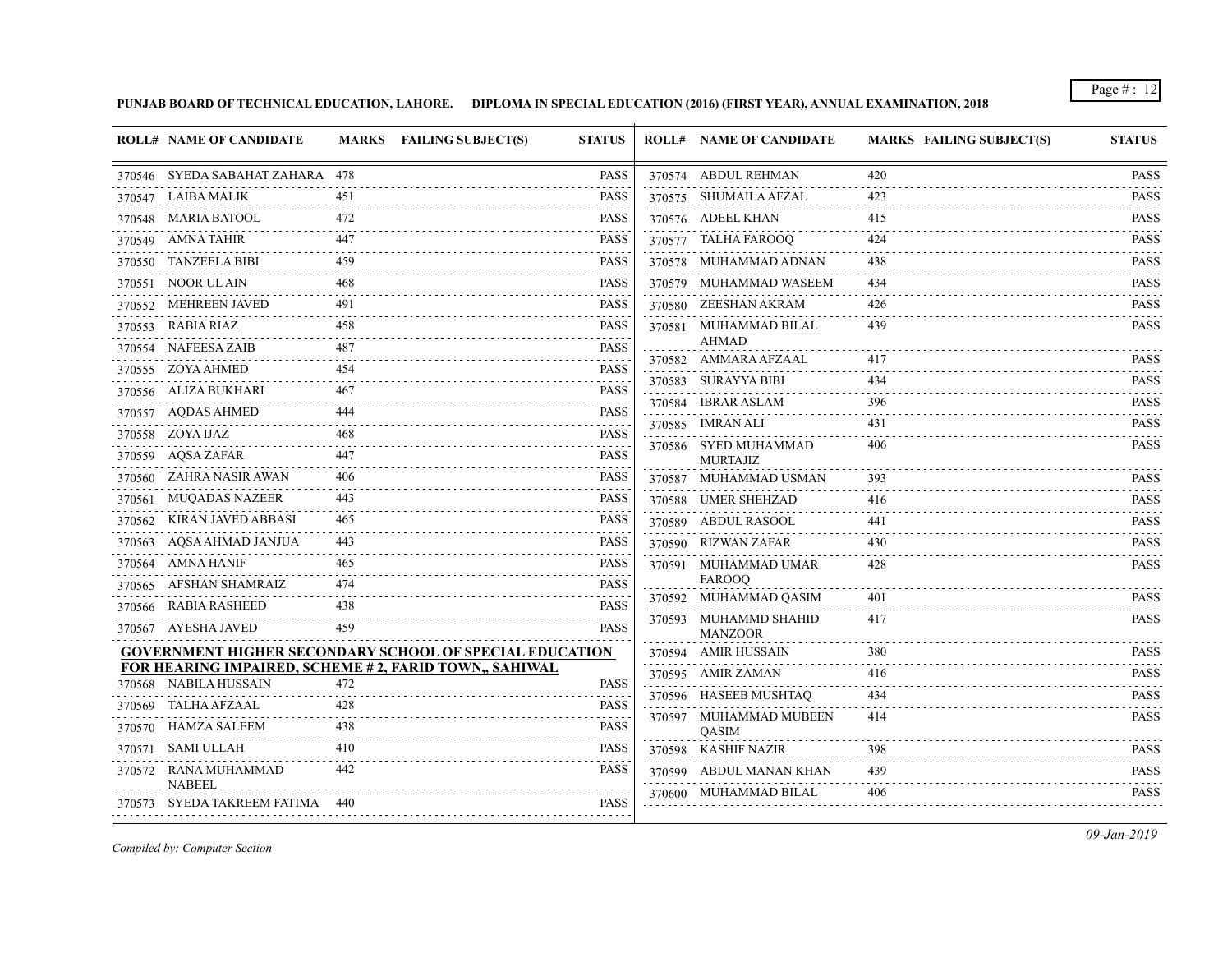**PUNJAB BOARD OF TECHNICAL EDUCATION, LAHORE. DIPLOMA IN SPECIAL EDUCATION (2016) (FIRST YEAR), ANNUAL EXAMINATION, 2018**

| ROLL# | NAME OF CANDIDATE | MARKS | FAILING SUBJECT(S) | STATUS |
|---|---|---|---|---|
| 370546 | SYEDA SABAHAT ZAHARA | 478 | | PASS |
| 370547 | LAIBA MALIK | 451 | | PASS |
| 370548 | MARIA BATOOL | 472 | | PASS |
| 370549 | AMNA TAHIR | 447 | | PASS |
| 370550 | TANZEELA BIBI | 459 | | PASS |
| 370551 | NOOR UL AIN | 468 | | PASS |
| 370552 | MEHREEN JAVED | 491 | | PASS |
| 370553 | RABIA RIAZ | 458 | | PASS |
| 370554 | NAFEESA ZAIB | 487 | | PASS |
| 370555 | ZOYA AHMED | 454 | | PASS |
| 370556 | ALIZA BUKHARI | 467 | | PASS |
| 370557 | AQDAS AHMED | 444 | | PASS |
| 370558 | ZOYA IJAZ | 468 | | PASS |
| 370559 | AQSA ZAFAR | 447 | | PASS |
| 370560 | ZAHRA NASIR AWAN | 406 | | PASS |
| 370561 | MUQADAS NAZEER | 443 | | PASS |
| 370562 | KIRAN JAVED ABBASI | 465 | | PASS |
| 370563 | AQSA AHMAD JANJUA | 443 | | PASS |
| 370564 | AMNA HANIF | 465 | | PASS |
| 370565 | AFSHAN SHAMRAIZ | 474 | | PASS |
| 370566 | RABIA RASHEED | 438 | | PASS |
| 370567 | AYESHA JAVED | 459 | | PASS |

**GOVERNMENT HIGHER SECONDARY SCHOOL OF SPECIAL EDUCATION FOR HEARING IMPAIRED, SCHEME # 2, FARID TOWN,, SAHIWAL**

| ROLL# | NAME OF CANDIDATE | MARKS | FAILING SUBJECT(S) | STATUS |
|---|---|---|---|---|
| 370568 | NABILA HUSSAIN | 472 | | PASS |
| 370569 | TALHA AFZAAL | 428 | | PASS |
| 370570 | HAMZA SALEEM | 438 | | PASS |
| 370571 | SAMI ULLAH | 410 | | PASS |
| 370572 | RANA MUHAMMAD NABEEL | 442 | | PASS |
| 370573 | SYEDA TAKREEM FATIMA | 440 | | PASS |
| 370574 | ABDUL REHMAN | 420 | | PASS |
| 370575 | SHUMAILA AFZAL | 423 | | PASS |
| 370576 | ADEEL KHAN | 415 | | PASS |
| 370577 | TALHA FAROOQ | 424 | | PASS |
| 370578 | MUHAMMAD ADNAN | 438 | | PASS |
| 370579 | MUHAMMAD WASEEM | 434 | | PASS |
| 370580 | ZEESHAN AKRAM | 426 | | PASS |
| 370581 | MUHAMMAD BILAL AHMAD | 439 | | PASS |
| 370582 | AMMARA AFZAAL | 417 | | PASS |
| 370583 | SURAYYA BIBI | 434 | | PASS |
| 370584 | IBRAR ASLAM | 396 | | PASS |
| 370585 | IMRAN ALI | 431 | | PASS |
| 370586 | SYED MUHAMMAD MURTAJIZ | 406 | | PASS |
| 370587 | MUHAMMAD USMAN | 393 | | PASS |
| 370588 | UMER SHEHZAD | 416 | | PASS |
| 370589 | ABDUL RASOOL | 441 | | PASS |
| 370590 | RIZWAN ZAFAR | 430 | | PASS |
| 370591 | MUHAMMAD UMAR FAROOQ | 428 | | PASS |
| 370592 | MUHAMMAD QASIM | 401 | | PASS |
| 370593 | MUHAMMD SHAHID MANZOOR | 417 | | PASS |
| 370594 | AMIR HUSSAIN | 380 | | PASS |
| 370595 | AMIR ZAMAN | 416 | | PASS |
| 370596 | HASEEB MUSHTAQ | 434 | | PASS |
| 370597 | MUHAMMAD MUBEEN QASIM | 414 | | PASS |
| 370598 | KASHIF NAZIR | 398 | | PASS |
| 370599 | ABDUL MANAN KHAN | 439 | | PASS |
| 370600 | MUHAMMAD BILAL | 406 | | PASS |

*Compiled by: Computer Section*

*09-Jan-2019*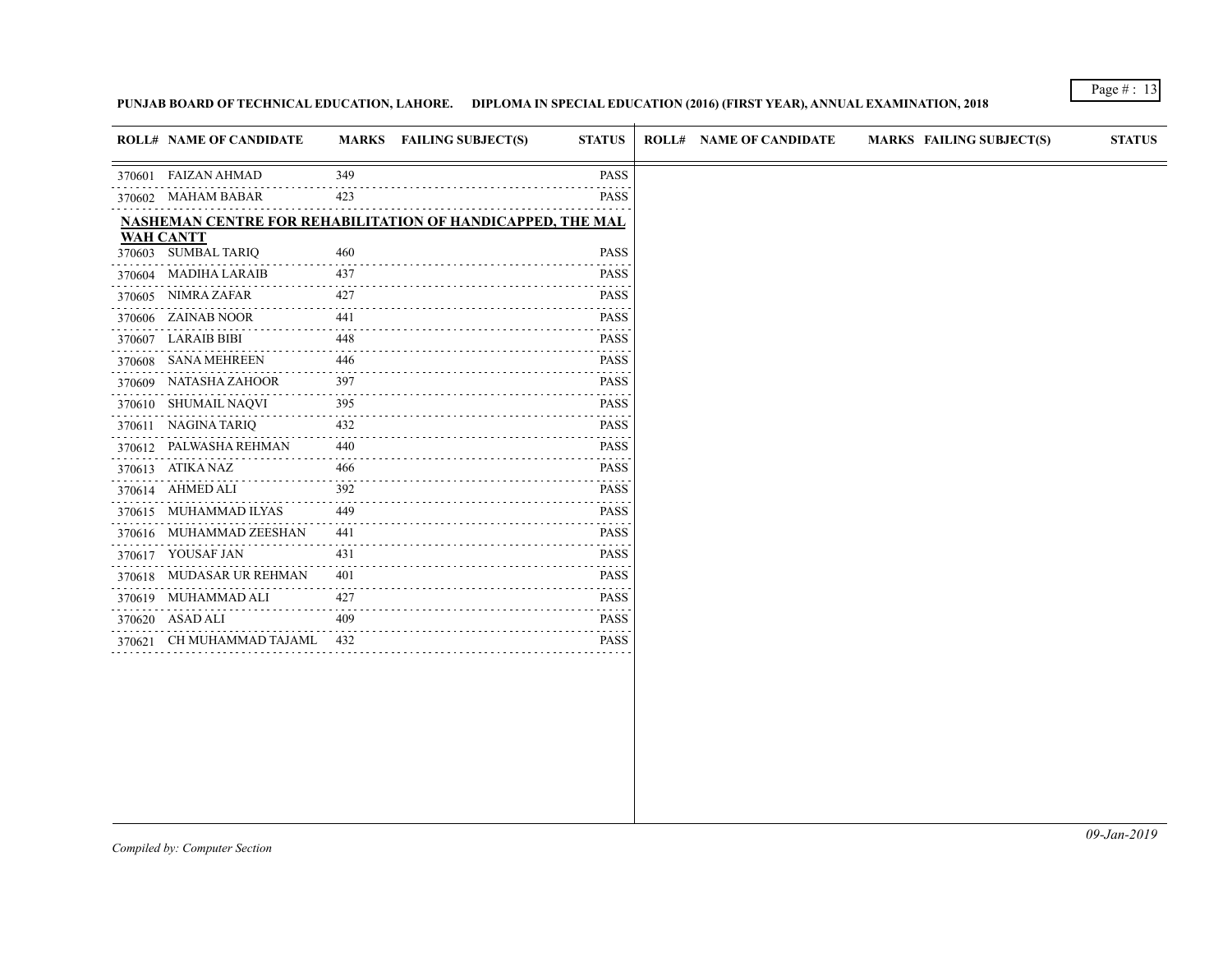**PUNJAB BOARD OF TECHNICAL EDUCATION, LAHORE. DIPLOMA IN SPECIAL EDUCATION (2016) (FIRST YEAR), ANNUAL EXAMINATION, 2018**

| ROLL# | NAME OF CANDIDATE | MARKS | FAILING SUBJECT(S) | STATUS |
|---|---|---|---|---|
| 370601 | FAIZAN AHMAD | 349 | | PASS |
| 370602 | MAHAM BABAR | 423 | | PASS |

**NASHEMAN CENTRE FOR REHABILITATION OF HANDICAPPED, THE MAL WAH CANTT**

| ROLL# | NAME OF CANDIDATE | MARKS | FAILING SUBJECT(S) | STATUS |
|---|---|---|---|---|
| 370603 | SUMBAL TARIQ | 460 | | PASS |
| 370604 | MADIHA LARAIB | 437 | | PASS |
| 370605 | NIMRA ZAFAR | 427 | | PASS |
| 370606 | ZAINAB NOOR | 441 | | PASS |
| 370607 | LARAIB BIBI | 448 | | PASS |
| 370608 | SANA MEHREEN | 446 | | PASS |
| 370609 | NATASHA ZAHOOR | 397 | | PASS |
| 370610 | SHUMAIL NAQVI | 395 | | PASS |
| 370611 | NAGINA TARIQ | 432 | | PASS |
| 370612 | PALWASHA REHMAN | 440 | | PASS |
| 370613 | ATIKA NAZ | 466 | | PASS |
| 370614 | AHMED ALI | 392 | | PASS |
| 370615 | MUHAMMAD ILYAS | 449 | | PASS |
| 370616 | MUHAMMAD ZEESHAN | 441 | | PASS |
| 370617 | YOUSAF JAN | 431 | | PASS |
| 370618 | MUDASAR UR REHMAN | 401 | | PASS |
| 370619 | MUHAMMAD ALI | 427 | | PASS |
| 370620 | ASAD ALI | 409 | | PASS |
| 370621 | CH MUHAMMAD TAJAML | 432 | | PASS |

*Compiled by: Computer Section*

*09-Jan-2019*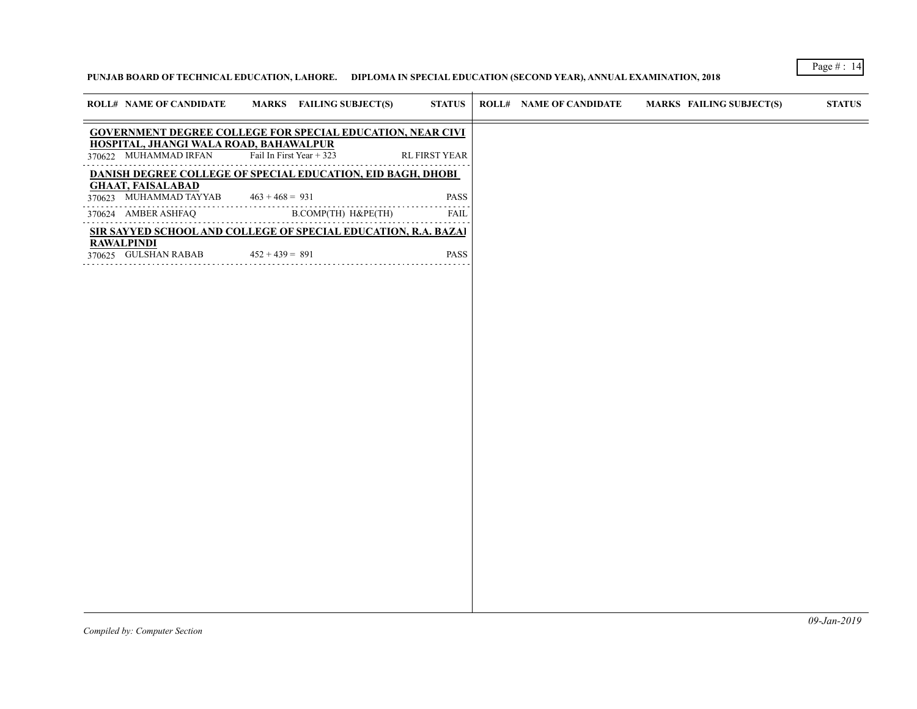**PUNJAB BOARD OF TECHNICAL EDUCATION, LAHORE. DIPLOMA IN SPECIAL EDUCATION (SECOND YEAR), ANNUAL EXAMINATION, 2018**

| ROLL# | NAME OF CANDIDATE | MARKS | FAILING SUBJECT(S) | STATUS |
|---|---|---|---|---|
| **GOVERNMENT DEGREE COLLEGE FOR SPECIAL EDUCATION, NEAR CIVI HOSPITAL, JHANGI WALA ROAD, BAHAWALPUR** | | | | |
| 370622 | MUHAMMAD IRFAN | Fail In First Year + 323 | | RL FIRST YEAR |
| **DANISH DEGREE COLLEGE OF SPECIAL EDUCATION, EID BAGH, DHOBI GHAAT, FAISALABAD** | | | | |
| 370623 | MUHAMMAD TAYYAB | 463 + 468 = 931 | | PASS |
| 370624 | AMBER ASHFAQ | | B.COMP(TH) H&PE(TH) | FAIL |
| **SIR SAYYED SCHOOL AND COLLEGE OF SPECIAL EDUCATION, R.A. BAZAI RAWALPINDI** | | | | |
| 370625 | GULSHAN RABAB | 452 + 439 = 891 | | PASS |

*Compiled by: Computer Section*

*09-Jan-2019*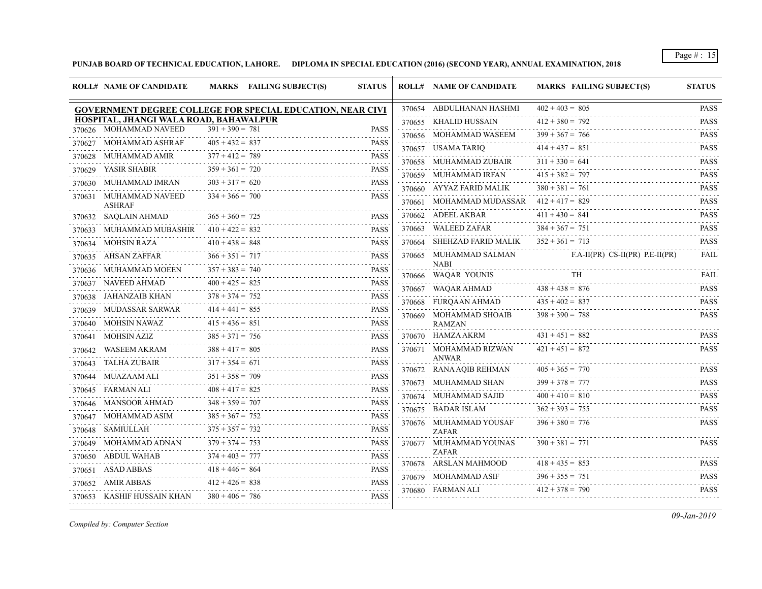**PUNJAB BOARD OF TECHNICAL EDUCATION, LAHORE. DIPLOMA IN SPECIAL EDUCATION (2016) (SECOND YEAR), ANNUAL EXAMINATION, 2018**

**GOVERNMENT DEGREE COLLEGE FOR SPECIAL EDUCATION, NEAR CIVI HOSPITAL, JHANGI WALA ROAD, BAHAWALPUR**

| ROLL# | NAME OF CANDIDATE | MARKS | FAILING SUBJECT(S) | STATUS |
|---|---|---|---|---|
| 370626 | MOHAMMAD NAVEED | 391 + 390 = 781 | | PASS |
| 370627 | MOHAMMAD ASHRAF | 405 + 432 = 837 | | PASS |
| 370628 | MUHAMMAD AMIR | 377 + 412 = 789 | | PASS |
| 370629 | YASIR SHABIR | 359 + 361 = 720 | | PASS |
| 370630 | MUHAMMAD IMRAN | 303 + 317 = 620 | | PASS |
| 370631 | MUHAMMAD NAVEED ASHRAF | 334 + 366 = 700 | | PASS |
| 370632 | SAQLAIN AHMAD | 365 + 360 = 725 | | PASS |
| 370633 | MUHAMMAD MUBASHIR | 410 + 422 = 832 | | PASS |
| 370634 | MOHSIN RAZA | 410 + 438 = 848 | | PASS |
| 370635 | AHSAN ZAFFAR | 366 + 351 = 717 | | PASS |
| 370636 | MUHAMMAD MOEEN | 357 + 383 = 740 | | PASS |
| 370637 | NAVEED AHMAD | 400 + 425 = 825 | | PASS |
| 370638 | JAHANZAIB KHAN | 378 + 374 = 752 | | PASS |
| 370639 | MUDASSAR SARWAR | 414 + 441 = 855 | | PASS |
| 370640 | MOHSIN NAWAZ | 415 + 436 = 851 | | PASS |
| 370641 | MOHSIN AZIZ | 385 + 371 = 756 | | PASS |
| 370642 | WASEEM AKRAM | 388 + 417 = 805 | | PASS |
| 370643 | TALHA ZUBAIR | 317 + 354 = 671 | | PASS |
| 370644 | MUAZAAM ALI | 351 + 358 = 709 | | PASS |
| 370645 | FARMAN ALI | 408 + 417 = 825 | | PASS |
| 370646 | MANSOOR AHMAD | 348 + 359 = 707 | | PASS |
| 370647 | MOHAMMAD ASIM | 385 + 367 = 752 | | PASS |
| 370648 | SAMIULLAH | 375 + 357 = 732 | | PASS |
| 370649 | MOHAMMAD ADNAN | 379 + 374 = 753 | | PASS |
| 370650 | ABDUL WAHAB | 374 + 403 = 777 | | PASS |
| 370651 | ASAD ABBAS | 418 + 446 = 864 | | PASS |
| 370652 | AMIR ABBAS | 412 + 426 = 838 | | PASS |
| 370653 | KASHIF HUSSAIN KHAN | 380 + 406 = 786 | | PASS |
| 370654 | ABDULHANAN HASHMI | 402 + 403 = 805 | | PASS |
| 370655 | KHALID HUSSAIN | 412 + 380 = 792 | | PASS |
| 370656 | MOHAMMAD WASEEM | 399 + 367 = 766 | | PASS |
| 370657 | USAMA TARIQ | 414 + 437 = 851 | | PASS |
| 370658 | MUHAMMAD ZUBAIR | 311 + 330 = 641 | | PASS |
| 370659 | MUHAMMAD IRFAN | 415 + 382 = 797 | | PASS |
| 370660 | AYYAZ FARID MALIK | 380 + 381 = 761 | | PASS |
| 370661 | MOHAMMAD MUDASSAR | 412 + 417 = 829 | | PASS |
| 370662 | ADEEL AKBAR | 411 + 430 = 841 | | PASS |
| 370663 | WALEED ZAFAR | 384 + 367 = 751 | | PASS |
| 370664 | SHEHZAD FARID MALIK | 352 + 361 = 713 | | PASS |
| 370665 | MUHAMMAD SALMAN NABI | | F.A-II(PR) CS-II(PR) P.E-II(PR) | FAIL |
| 370666 | WAQAR YOUNIS | | TH | FAIL |
| 370667 | WAQAR AHMAD | 438 + 438 = 876 | | PASS |
| 370668 | FURQAAN AHMAD | 435 + 402 = 837 | | PASS |
| 370669 | MOHAMMAD SHOAIB RAMZAN | 398 + 390 = 788 | | PASS |
| 370670 | HAMZA AKRM | 431 + 451 = 882 | | PASS |
| 370671 | MOHAMMAD RIZWAN ANWAR | 421 + 451 = 872 | | PASS |
| 370672 | RANA AQIB REHMAN | 405 + 365 = 770 | | PASS |
| 370673 | MUHAMMAD SHAN | 399 + 378 = 777 | | PASS |
| 370674 | MUHAMMAD SAJID | 400 + 410 = 810 | | PASS |
| 370675 | BADAR ISLAM | 362 + 393 = 755 | | PASS |
| 370676 | MUHAMMAD YOUSAF ZAFAR | 396 + 380 = 776 | | PASS |
| 370677 | MUHAMMAD YOUNAS ZAFAR | 390 + 381 = 771 | | PASS |
| 370678 | ARSLAN MAHMOOD | 418 + 435 = 853 | | PASS |
| 370679 | MOHAMMAD ASIF | 396 + 355 = 751 | | PASS |
| 370680 | FARMAN ALI | 412 + 378 = 790 | | PASS |

*Compiled by: Computer Section*

*09-Jan-2019*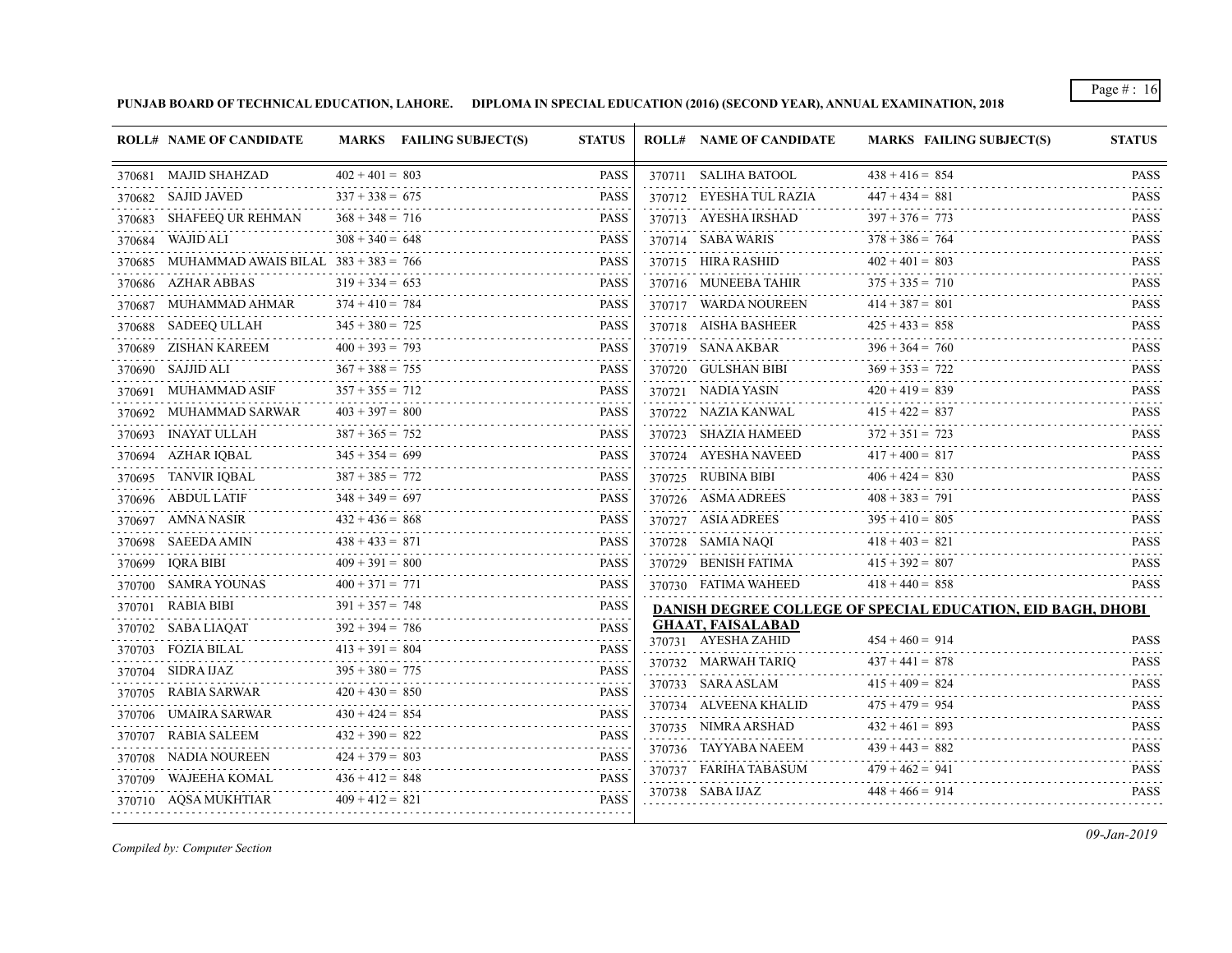**PUNJAB BOARD OF TECHNICAL EDUCATION, LAHORE. DIPLOMA IN SPECIAL EDUCATION (2016) (SECOND YEAR), ANNUAL EXAMINATION, 2018**

| ROLL# | NAME OF CANDIDATE | MARKS | FAILING SUBJECT(S) | STATUS |
|---|---|---|---|---|
| 370681 | MAJID SHAHZAD | 402 + 401 = 803 | | PASS |
| 370682 | SAJID JAVED | 337 + 338 = 675 | | PASS |
| 370683 | SHAFEEQ UR REHMAN | 368 + 348 = 716 | | PASS |
| 370684 | WAJID ALI | 308 + 340 = 648 | | PASS |
| 370685 | MUHAMMAD AWAIS BILAL | 383 + 383 = 766 | | PASS |
| 370686 | AZHAR ABBAS | 319 + 334 = 653 | | PASS |
| 370687 | MUHAMMAD AHMAR | 374 + 410 = 784 | | PASS |
| 370688 | SADEEQ ULLAH | 345 + 380 = 725 | | PASS |
| 370689 | ZISHAN KAREEM | 400 + 393 = 793 | | PASS |
| 370690 | SAJJID ALI | 367 + 388 = 755 | | PASS |
| 370691 | MUHAMMAD ASIF | 357 + 355 = 712 | | PASS |
| 370692 | MUHAMMAD SARWAR | 403 + 397 = 800 | | PASS |
| 370693 | INAYAT ULLAH | 387 + 365 = 752 | | PASS |
| 370694 | AZHAR IQBAL | 345 + 354 = 699 | | PASS |
| 370695 | TANVIR IQBAL | 387 + 385 = 772 | | PASS |
| 370696 | ABDUL LATIF | 348 + 349 = 697 | | PASS |
| 370697 | AMNA NASIR | 432 + 436 = 868 | | PASS |
| 370698 | SAEEDA AMIN | 438 + 433 = 871 | | PASS |
| 370699 | IQRA BIBI | 409 + 391 = 800 | | PASS |
| 370700 | SAMRA YOUNAS | 400 + 371 = 771 | | PASS |
| 370701 | RABIA BIBI | 391 + 357 = 748 | | PASS |
| 370702 | SABA LIAQAT | 392 + 394 = 786 | | PASS |
| 370703 | FOZIA BILAL | 413 + 391 = 804 | | PASS |
| 370704 | SIDRA IJAZ | 395 + 380 = 775 | | PASS |
| 370705 | RABIA SARWAR | 420 + 430 = 850 | | PASS |
| 370706 | UMAIRA SARWAR | 430 + 424 = 854 | | PASS |
| 370707 | RABIA SALEEM | 432 + 390 = 822 | | PASS |
| 370708 | NADIA NOUREEN | 424 + 379 = 803 | | PASS |
| 370709 | WAJEEHA KOMAL | 436 + 412 = 848 | | PASS |
| 370710 | AQSA MUKHTIAR | 409 + 412 = 821 | | PASS |
| 370711 | SALIHA BATOOL | 438 + 416 = 854 | | PASS |
| 370712 | EYESHA TUL RAZIA | 447 + 434 = 881 | | PASS |
| 370713 | AYESHA IRSHAD | 397 + 376 = 773 | | PASS |
| 370714 | SABA WARIS | 378 + 386 = 764 | | PASS |
| 370715 | HIRA RASHID | 402 + 401 = 803 | | PASS |
| 370716 | MUNEEBA TAHIR | 375 + 335 = 710 | | PASS |
| 370717 | WARDA NOUREEN | 414 + 387 = 801 | | PASS |
| 370718 | AISHA BASHEER | 425 + 433 = 858 | | PASS |
| 370719 | SANA AKBAR | 396 + 364 = 760 | | PASS |
| 370720 | GULSHAN BIBI | 369 + 353 = 722 | | PASS |
| 370721 | NADIA YASIN | 420 + 419 = 839 | | PASS |
| 370722 | NAZIA KANWAL | 415 + 422 = 837 | | PASS |
| 370723 | SHAZIA HAMEED | 372 + 351 = 723 | | PASS |
| 370724 | AYESHA NAVEED | 417 + 400 = 817 | | PASS |
| 370725 | RUBINA BIBI | 406 + 424 = 830 | | PASS |
| 370726 | ASMA ADREES | 408 + 383 = 791 | | PASS |
| 370727 | ASIA ADREES | 395 + 410 = 805 | | PASS |
| 370728 | SAMIA NAQI | 418 + 403 = 821 | | PASS |
| 370729 | BENISH FATIMA | 415 + 392 = 807 | | PASS |
| 370730 | FATIMA WAHEED | 418 + 440 = 858 | | PASS |

**DANISH DEGREE COLLEGE OF SPECIAL EDUCATION, EID BAGH, DHOBI GHAAT, FAISALABAD**

| ROLL# | NAME OF CANDIDATE | MARKS | FAILING SUBJECT(S) | STATUS |
|---|---|---|---|---|
| 370731 | AYESHA ZAHID | 454 + 460 = 914 | | PASS |
| 370732 | MARWAH TARIQ | 437 + 441 = 878 | | PASS |
| 370733 | SARA ASLAM | 415 + 409 = 824 | | PASS |
| 370734 | ALVEENA KHALID | 475 + 479 = 954 | | PASS |
| 370735 | NIMRA ARSHAD | 432 + 461 = 893 | | PASS |
| 370736 | TAYYABA NAEEM | 439 + 443 = 882 | | PASS |
| 370737 | FARIHA TABASUM | 479 + 462 = 941 | | PASS |
| 370738 | SABA IJAZ | 448 + 466 = 914 | | PASS |

*Compiled by: Computer Section*

*09-Jan-2019*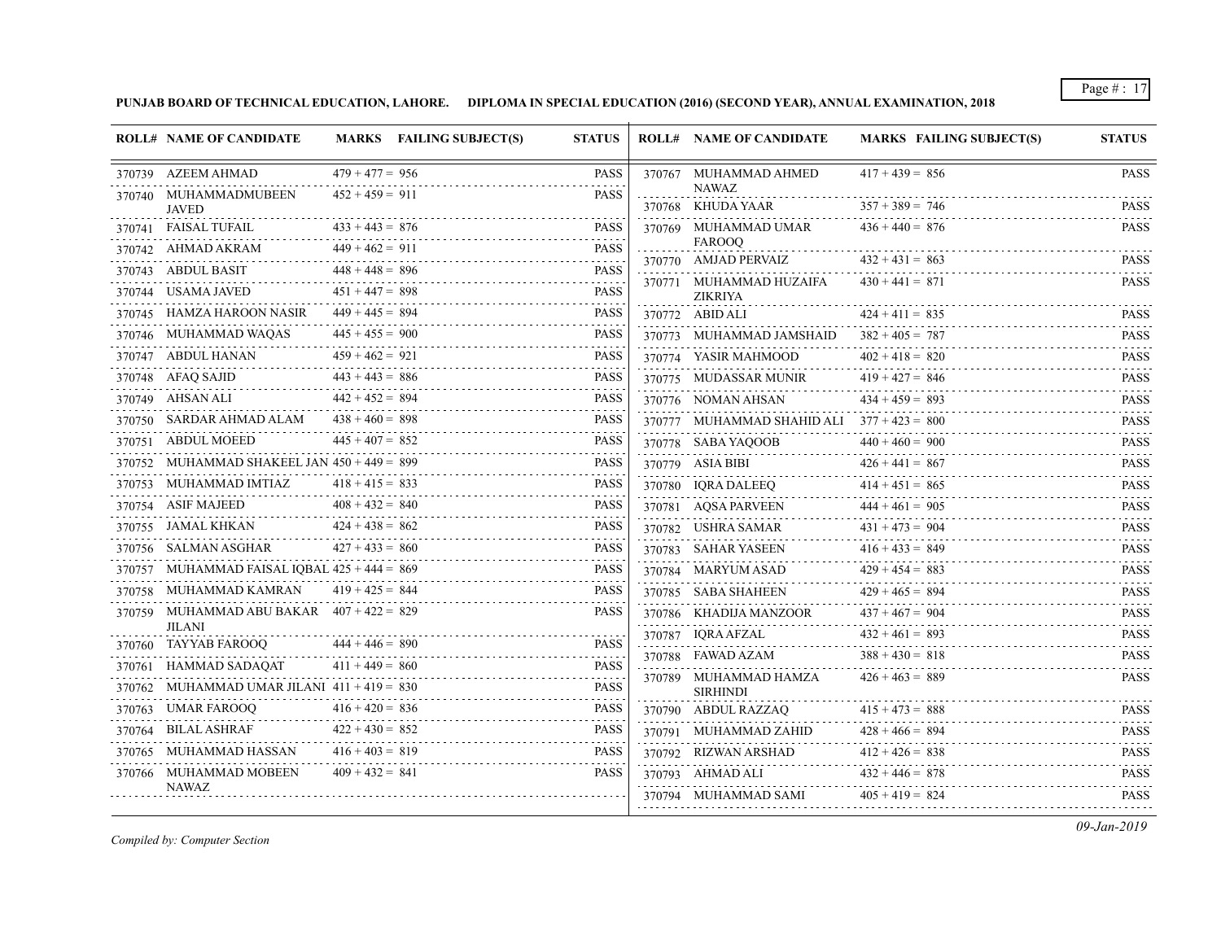**PUNJAB BOARD OF TECHNICAL EDUCATION, LAHORE. DIPLOMA IN SPECIAL EDUCATION (2016) (SECOND YEAR), ANNUAL EXAMINATION, 2018**

| ROLL# | NAME OF CANDIDATE | MARKS | FAILING SUBJECT(S) | STATUS |
|---|---|---|---|---|
| 370739 | AZEEM AHMAD | 479 + 477 = 956 | | PASS |
| 370740 | MUHAMMADMUBEEN JAVED | 452 + 459 = 911 | | PASS |
| 370741 | FAISAL TUFAIL | 433 + 443 = 876 | | PASS |
| 370742 | AHMAD AKRAM | 449 + 462 = 911 | | PASS |
| 370743 | ABDUL BASIT | 448 + 448 = 896 | | PASS |
| 370744 | USAMA JAVED | 451 + 447 = 898 | | PASS |
| 370745 | HAMZA HAROON NASIR | 449 + 445 = 894 | | PASS |
| 370746 | MUHAMMAD WAQAS | 445 + 455 = 900 | | PASS |
| 370747 | ABDUL HANAN | 459 + 462 = 921 | | PASS |
| 370748 | AFAQ SAJID | 443 + 443 = 886 | | PASS |
| 370749 | AHSAN ALI | 442 + 452 = 894 | | PASS |
| 370750 | SARDAR AHMAD ALAM | 438 + 460 = 898 | | PASS |
| 370751 | ABDUL MOEED | 445 + 407 = 852 | | PASS |
| 370752 | MUHAMMAD SHAKEEL JAN | 450 + 449 = 899 | | PASS |
| 370753 | MUHAMMAD IMTIAZ | 418 + 415 = 833 | | PASS |
| 370754 | ASIF MAJEED | 408 + 432 = 840 | | PASS |
| 370755 | JAMAL KHKAN | 424 + 438 = 862 | | PASS |
| 370756 | SALMAN ASGHAR | 427 + 433 = 860 | | PASS |
| 370757 | MUHAMMAD FAISAL IQBAL | 425 + 444 = 869 | | PASS |
| 370758 | MUHAMMAD KAMRAN | 419 + 425 = 844 | | PASS |
| 370759 | MUHAMMAD ABU BAKAR JILANI | 407 + 422 = 829 | | PASS |
| 370760 | TAYYAB FAROOQ | 444 + 446 = 890 | | PASS |
| 370761 | HAMMAD SADAQAT | 411 + 449 = 860 | | PASS |
| 370762 | MUHAMMAD UMAR JILANI | 411 + 419 = 830 | | PASS |
| 370763 | UMAR FAROOQ | 416 + 420 = 836 | | PASS |
| 370764 | BILAL ASHRAF | 422 + 430 = 852 | | PASS |
| 370765 | MUHAMMAD HASSAN | 416 + 403 = 819 | | PASS |
| 370766 | MUHAMMAD MOBEEN NAWAZ | 409 + 432 = 841 | | PASS |
| 370767 | MUHAMMAD AHMED NAWAZ | 417 + 439 = 856 | | PASS |
| 370768 | KHUDA YAAR | 357 + 389 = 746 | | PASS |
| 370769 | MUHAMMAD UMAR FAROOQ | 436 + 440 = 876 | | PASS |
| 370770 | AMJAD PERVAIZ | 432 + 431 = 863 | | PASS |
| 370771 | MUHAMMAD HUZAIFA ZIKRIYA | 430 + 441 = 871 | | PASS |
| 370772 | ABID ALI | 424 + 411 = 835 | | PASS |
| 370773 | MUHAMMAD JAMSHAID | 382 + 405 = 787 | | PASS |
| 370774 | YASIR MAHMOOD | 402 + 418 = 820 | | PASS |
| 370775 | MUDASSAR MUNIR | 419 + 427 = 846 | | PASS |
| 370776 | NOMAN AHSAN | 434 + 459 = 893 | | PASS |
| 370777 | MUHAMMAD SHAHID ALI | 377 + 423 = 800 | | PASS |
| 370778 | SABA YAQOOB | 440 + 460 = 900 | | PASS |
| 370779 | ASIA BIBI | 426 + 441 = 867 | | PASS |
| 370780 | IQRA DALEEQ | 414 + 451 = 865 | | PASS |
| 370781 | AQSA PARVEEN | 444 + 461 = 905 | | PASS |
| 370782 | USHRA SAMAR | 431 + 473 = 904 | | PASS |
| 370783 | SAHAR YASEEN | 416 + 433 = 849 | | PASS |
| 370784 | MARYUM ASAD | 429 + 454 = 883 | | PASS |
| 370785 | SABA SHAHEEN | 429 + 465 = 894 | | PASS |
| 370786 | KHADIJA MANZOOR | 437 + 467 = 904 | | PASS |
| 370787 | IQRA AFZAL | 432 + 461 = 893 | | PASS |
| 370788 | FAWAD AZAM | 388 + 430 = 818 | | PASS |
| 370789 | MUHAMMAD HAMZA SIRHINDI | 426 + 463 = 889 | | PASS |
| 370790 | ABDUL RAZZAQ | 415 + 473 = 888 | | PASS |
| 370791 | MUHAMMAD ZAHID | 428 + 466 = 894 | | PASS |
| 370792 | RIZWAN ARSHAD | 412 + 426 = 838 | | PASS |
| 370793 | AHMAD ALI | 432 + 446 = 878 | | PASS |
| 370794 | MUHAMMAD SAMI | 405 + 419 = 824 | | PASS |

*Compiled by: Computer Section*

*09-Jan-2019*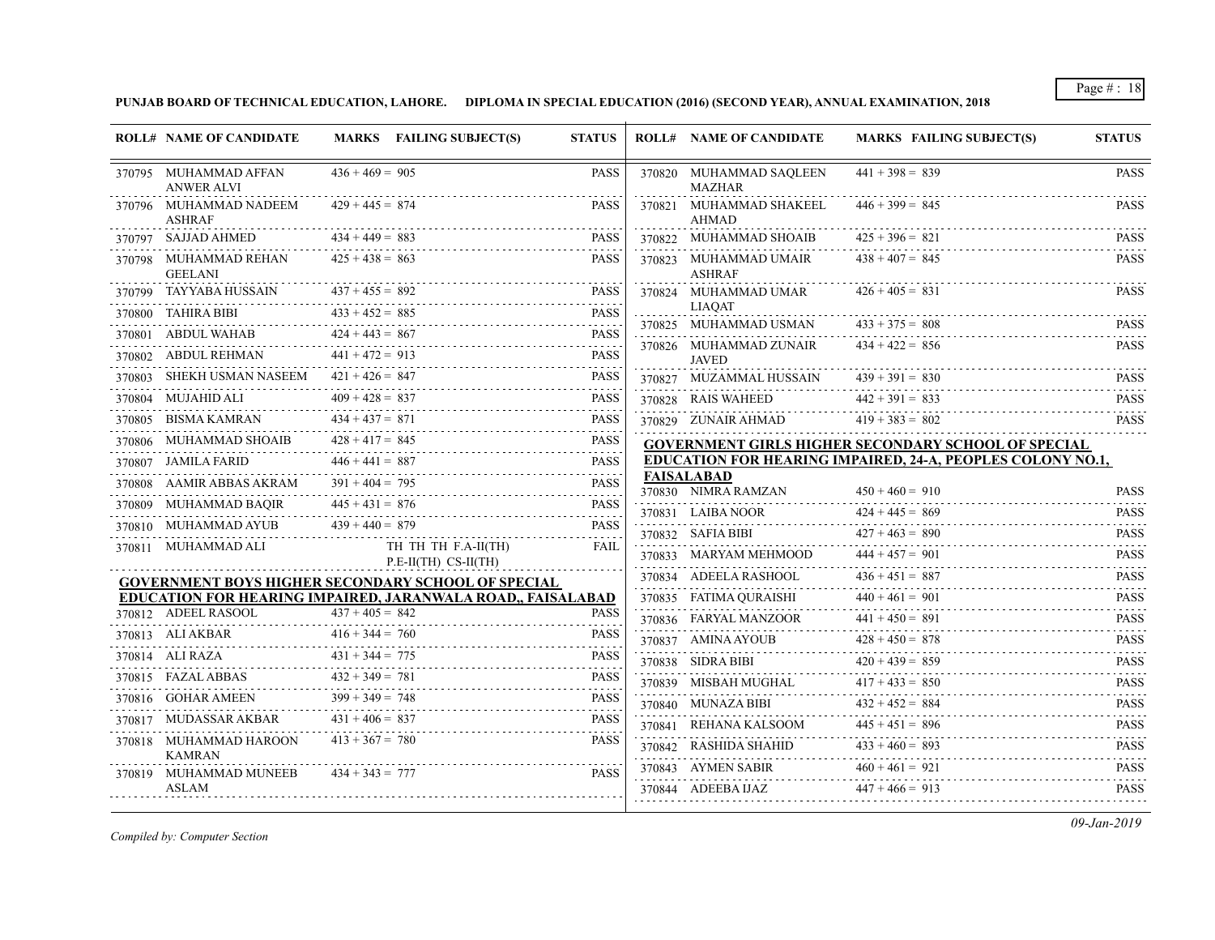**PUNJAB BOARD OF TECHNICAL EDUCATION, LAHORE. DIPLOMA IN SPECIAL EDUCATION (2016) (SECOND YEAR), ANNUAL EXAMINATION, 2018**

| ROLL# | NAME OF CANDIDATE | MARKS | FAILING SUBJECT(S) | STATUS |
|---|---|---|---|---|
| 370795 | MUHAMMAD AFFAN ANWER ALVI | 436 + 469 = 905 | | PASS |
| 370796 | MUHAMMAD NADEEM ASHRAF | 429 + 445 = 874 | | PASS |
| 370797 | SAJJAD AHMED | 434 + 449 = 883 | | PASS |
| 370798 | MUHAMMAD REHAN GEELANI | 425 + 438 = 863 | | PASS |
| 370799 | TAYYABA HUSSAIN | 437 + 455 = 892 | | PASS |
| 370800 | TAHIRA BIBI | 433 + 452 = 885 | | PASS |
| 370801 | ABDUL WAHAB | 424 + 443 = 867 | | PASS |
| 370802 | ABDUL REHMAN | 441 + 472 = 913 | | PASS |
| 370803 | SHEKH USMAN NASEEM | 421 + 426 = 847 | | PASS |
| 370804 | MUJAHID ALI | 409 + 428 = 837 | | PASS |
| 370805 | BISMA KAMRAN | 434 + 437 = 871 | | PASS |
| 370806 | MUHAMMAD SHOAIB | 428 + 417 = 845 | | PASS |
| 370807 | JAMILA FARID | 446 + 441 = 887 | | PASS |
| 370808 | AAMIR ABBAS AKRAM | 391 + 404 = 795 | | PASS |
| 370809 | MUHAMMAD BAQIR | 445 + 431 = 876 | | PASS |
| 370810 | MUHAMMAD AYUB | 439 + 440 = 879 | | PASS |
| 370811 | MUHAMMAD ALI | | TH TH TH F.A-II(TH) P.E-II(TH) CS-II(TH) | FAIL |

**GOVERNMENT BOYS HIGHER SECONDARY SCHOOL OF SPECIAL EDUCATION FOR HEARING IMPAIRED, JARANWALA ROAD,, FAISALABAD**

| ROLL# | NAME OF CANDIDATE | MARKS | FAILING SUBJECT(S) | STATUS |
|---|---|---|---|---|
| 370812 | ADEEL RASOOL | 437 + 405 = 842 | | PASS |
| 370813 | ALI AKBAR | 416 + 344 = 760 | | PASS |
| 370814 | ALI RAZA | 431 + 344 = 775 | | PASS |
| 370815 | FAZAL ABBAS | 432 + 349 = 781 | | PASS |
| 370816 | GOHAR AMEEN | 399 + 349 = 748 | | PASS |
| 370817 | MUDASSAR AKBAR | 431 + 406 = 837 | | PASS |
| 370818 | MUHAMMAD HAROON KAMRAN | 413 + 367 = 780 | | PASS |
| 370819 | MUHAMMAD MUNEEB ASLAM | 434 + 343 = 777 | | PASS |
| 370820 | MUHAMMAD SAQLEEN MAZHAR | 441 + 398 = 839 | | PASS |
| 370821 | MUHAMMAD SHAKEEL AHMAD | 446 + 399 = 845 | | PASS |
| 370822 | MUHAMMAD SHOAIB | 425 + 396 = 821 | | PASS |
| 370823 | MUHAMMAD UMAIR ASHRAF | 438 + 407 = 845 | | PASS |
| 370824 | MUHAMMAD UMAR LIAQAT | 426 + 405 = 831 | | PASS |
| 370825 | MUHAMMAD USMAN | 433 + 375 = 808 | | PASS |
| 370826 | MUHAMMAD ZUNAIR JAVED | 434 + 422 = 856 | | PASS |
| 370827 | MUZAMMAL HUSSAIN | 439 + 391 = 830 | | PASS |
| 370828 | RAIS WAHEED | 442 + 391 = 833 | | PASS |
| 370829 | ZUNAIR AHMAD | 419 + 383 = 802 | | PASS |

**GOVERNMENT GIRLS HIGHER SECONDARY SCHOOL OF SPECIAL EDUCATION FOR HEARING IMPAIRED, 24-A, PEOPLES COLONY NO.1, FAISALABAD**

| ROLL# | NAME OF CANDIDATE | MARKS | FAILING SUBJECT(S) | STATUS |
|---|---|---|---|---|
| 370830 | NIMRA RAMZAN | 450 + 460 = 910 | | PASS |
| 370831 | LAIBA NOOR | 424 + 445 = 869 | | PASS |
| 370832 | SAFIA BIBI | 427 + 463 = 890 | | PASS |
| 370833 | MARYAM MEHMOOD | 444 + 457 = 901 | | PASS |
| 370834 | ADEELA RASHOOL | 436 + 451 = 887 | | PASS |
| 370835 | FATIMA QURAISHI | 440 + 461 = 901 | | PASS |
| 370836 | FARYAL MANZOOR | 441 + 450 = 891 | | PASS |
| 370837 | AMINA AYOUB | 428 + 450 = 878 | | PASS |
| 370838 | SIDRA BIBI | 420 + 439 = 859 | | PASS |
| 370839 | MISBAH MUGHAL | 417 + 433 = 850 | | PASS |
| 370840 | MUNAZA BIBI | 432 + 452 = 884 | | PASS |
| 370841 | REHANA KALSOOM | 445 + 451 = 896 | | PASS |
| 370842 | RASHIDA SHAHID | 433 + 460 = 893 | | PASS |
| 370843 | AYMEN SABIR | 460 + 461 = 921 | | PASS |
| 370844 | ADEEBA IJAZ | 447 + 466 = 913 | | PASS |

*Compiled by: Computer Section*

*09-Jan-2019*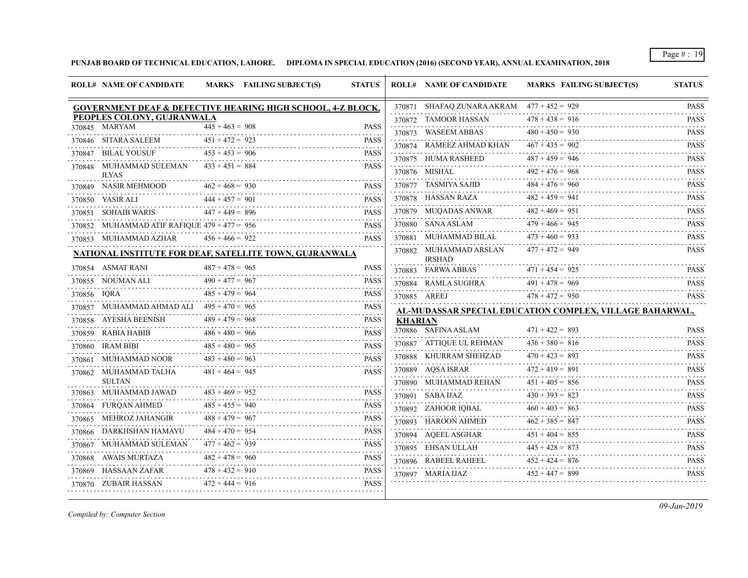**PUNJAB BOARD OF TECHNICAL EDUCATION, LAHORE. DIPLOMA IN SPECIAL EDUCATION (2016) (SECOND YEAR), ANNUAL EXAMINATION, 2018**

### GOVERNMENT DEAF & DEFECTIVE HEARING HIGH SCHOOL, 4-Z BLOCK, PEOPLES COLONY, GUJRANWALA

| ROLL# | NAME OF CANDIDATE | MARKS | FAILING SUBJECT(S) | STATUS |
|---|---|---|---|---|
| 370845 | MARYAM | 445 + 463 = 908 | | PASS |
| 370846 | SITARA SALEEM | 451 + 472 = 923 | | PASS |
| 370847 | BILAL YOUSUF | 453 + 453 = 906 | | PASS |
| 370848 | MUHAMMAD SULEMAN ILYAS | 433 + 451 = 884 | | PASS |
| 370849 | NASIR MEHMOOD | 462 + 468 = 930 | | PASS |
| 370850 | YASIR ALI | 444 + 457 = 901 | | PASS |
| 370851 | SOHAIB WARIS | 447 + 449 = 896 | | PASS |
| 370852 | MUHAMMAD ATIF RAFIQUE | 479 + 477 = 956 | | PASS |
| 370853 | MUHAMMAD AZHAR | 456 + 466 = 922 | | PASS |

### NATIONAL INSTITUTE FOR DEAF, SATELLITE TOWN, GUJRANWALA

| ROLL# | NAME OF CANDIDATE | MARKS | FAILING SUBJECT(S) | STATUS |
|---|---|---|---|---|
| 370854 | ASMAT RANI | 487 + 478 = 965 | | PASS |
| 370855 | NOUMAN ALI | 490 + 477 = 967 | | PASS |
| 370856 | IQRA | 485 + 479 = 964 | | PASS |
| 370857 | MUHAMMAD AHMAD ALI | 495 + 470 = 965 | | PASS |
| 370858 | AYESHA BEENISH | 489 + 479 = 968 | | PASS |
| 370859 | RABIA HABIB | 486 + 480 = 966 | | PASS |
| 370860 | IRAM BIBI | 485 + 480 = 965 | | PASS |
| 370861 | MUHAMMAD NOOR | 483 + 480 = 963 | | PASS |
| 370862 | MUHAMMAD TALHA SULTAN | 481 + 464 = 945 | | PASS |
| 370863 | MUHAMMAD JAWAD | 483 + 469 = 952 | | PASS |
| 370864 | FURQAN AHMED | 485 + 455 = 940 | | PASS |
| 370865 | MEHROZ JAHANGIR | 488 + 479 = 967 | | PASS |
| 370866 | DARKHSHAN HAMAYU | 484 + 470 = 954 | | PASS |
| 370867 | MUHAMMAD SULEMAN | 477 + 462 = 939 | | PASS |
| 370868 | AWAIS MURTAZA | 482 + 478 = 960 | | PASS |
| 370869 | HASSAAN ZAFAR | 478 + 432 = 910 | | PASS |
| 370870 | ZUBAIR HASSAN | 472 + 444 = 916 | | PASS |
| 370871 | SHAFAQ ZUNARA AKRAM | 477 + 452 = 929 | | PASS |
| 370872 | TAMOOR HASSAN | 478 + 438 = 916 | | PASS |
| 370873 | WASEEM ABBAS | 480 + 450 = 930 | | PASS |
| 370874 | RAMEEZ AHMAD KHAN | 467 + 435 = 902 | | PASS |
| 370875 | HUMA RASHEED | 487 + 459 = 946 | | PASS |
| 370876 | MISHAL | 492 + 476 = 968 | | PASS |
| 370877 | TASMIYA SAJID | 484 + 476 = 960 | | PASS |
| 370878 | HASSAN RAZA | 482 + 459 = 941 | | PASS |
| 370879 | MUQADAS ANWAR | 482 + 469 = 951 | | PASS |
| 370880 | SANA ASLAM | 479 + 466 = 945 | | PASS |
| 370881 | MUHAMMAD BILAL | 473 + 460 = 933 | | PASS |
| 370882 | MUHAMMAD ARSLAN IRSHAD | 477 + 472 = 949 | | PASS |
| 370883 | FARWA ABBAS | 471 + 454 = 925 | | PASS |
| 370884 | RAMLA SUGHRA | 491 + 478 = 969 | | PASS |
| 370885 | AREEJ | 478 + 472 = 950 | | PASS |

### AL-MUDASSAR SPECIAL EDUCATION COMPLEX, VILLAGE BAHARWAL, KHARIAN

| ROLL# | NAME OF CANDIDATE | MARKS | FAILING SUBJECT(S) | STATUS |
|---|---|---|---|---|
| 370886 | SAFINA ASLAM | 471 + 422 = 893 | | PASS |
| 370887 | ATTIQUE UL REHMAN | 436 + 380 = 816 | | PASS |
| 370888 | KHURRAM SHEHZAD | 470 + 423 = 893 | | PASS |
| 370889 | AQSA ISRAR | 472 + 419 = 891 | | PASS |
| 370890 | MUHAMMAD REHAN | 451 + 405 = 856 | | PASS |
| 370891 | SABA IJAZ | 430 + 393 = 823 | | PASS |
| 370892 | ZAHOOR IQBAL | 460 + 403 = 863 | | PASS |
| 370893 | HAROON AHMED | 462 + 385 = 847 | | PASS |
| 370894 | AQEEL ASGHAR | 451 + 404 = 855 | | PASS |
| 370895 | EHSAN ULLAH | 445 + 428 = 873 | | PASS |
| 370896 | RABEEL RAHEEL | 452 + 424 = 876 | | PASS |
| 370897 | MARIA IJAZ | 452 + 447 = 899 | | PASS |

*Compiled by: Computer Section*

*09-Jan-2019*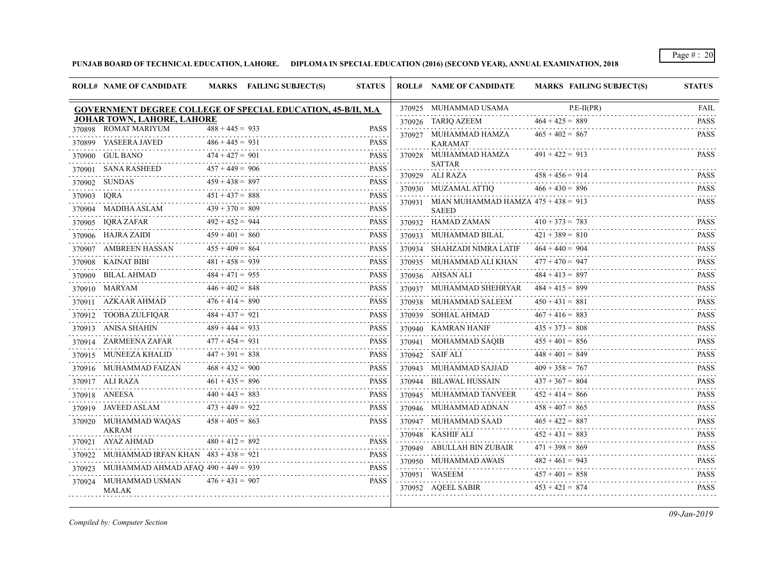**PUNJAB BOARD OF TECHNICAL EDUCATION, LAHORE. DIPLOMA IN SPECIAL EDUCATION (2016) (SECOND YEAR), ANNUAL EXAMINATION, 2018**

**GOVERNMENT DEGREE COLLEGE OF SPECIAL EDUCATION, 45-B/II, M.A JOHAR TOWN, LAHORE, LAHORE**

| ROLL# | NAME OF CANDIDATE | MARKS | FAILING SUBJECT(S) | STATUS |
|---|---|---|---|---|
| 370898 | ROMAT MARIYUM | 488 + 445 = 933 | | PASS |
| 370899 | YASEERA JAVED | 486 + 445 = 931 | | PASS |
| 370900 | GUL BANO | 474 + 427 = 901 | | PASS |
| 370901 | SANA RASHEED | 457 + 449 = 906 | | PASS |
| 370902 | SUNDAS | 459 + 438 = 897 | | PASS |
| 370903 | IQRA | 451 + 437 = 888 | | PASS |
| 370904 | MADIHA ASLAM | 439 + 370 = 809 | | PASS |
| 370905 | IQRA ZAFAR | 492 + 452 = 944 | | PASS |
| 370906 | HAJRA ZAIDI | 459 + 401 = 860 | | PASS |
| 370907 | AMBREEN HASSAN | 455 + 409 = 864 | | PASS |
| 370908 | KAINAT BIBI | 481 + 458 = 939 | | PASS |
| 370909 | BILAL AHMAD | 484 + 471 = 955 | | PASS |
| 370910 | MARYAM | 446 + 402 = 848 | | PASS |
| 370911 | AZKAAR AHMAD | 476 + 414 = 890 | | PASS |
| 370912 | TOOBA ZULFIQAR | 484 + 437 = 921 | | PASS |
| 370913 | ANISA SHAHIN | 489 + 444 = 933 | | PASS |
| 370914 | ZARMEENA ZAFAR | 477 + 454 = 931 | | PASS |
| 370915 | MUNEEZA KHALID | 447 + 391 = 838 | | PASS |
| 370916 | MUHAMMAD FAIZAN | 468 + 432 = 900 | | PASS |
| 370917 | ALI RAZA | 461 + 435 = 896 | | PASS |
| 370918 | ANEESA | 440 + 443 = 883 | | PASS |
| 370919 | JAVEED ASLAM | 473 + 449 = 922 | | PASS |
| 370920 | MUHAMMAD WAQAS AKRAM | 458 + 405 = 863 | | PASS |
| 370921 | AYAZ AHMAD | 480 + 412 = 892 | | PASS |
| 370922 | MUHAMMAD IRFAN KHAN | 483 + 438 = 921 | | PASS |
| 370923 | MUHAMMAD AHMAD AFAQ | 490 + 449 = 939 | | PASS |
| 370924 | MUHAMMAD USMAN MALAK | 476 + 431 = 907 | | PASS |
| 370925 | MUHAMMAD USAMA | | P.E-II(PR) | FAIL |
| 370926 | TARIQ AZEEM | 464 + 425 = 889 | | PASS |
| 370927 | MUHAMMAD HAMZA KARAMAT | 465 + 402 = 867 | | PASS |
| 370928 | MUHAMMAD HAMZA SATTAR | 491 + 422 = 913 | | PASS |
| 370929 | ALI RAZA | 458 + 456 = 914 | | PASS |
| 370930 | MUZAMAL ATTIQ | 466 + 430 = 896 | | PASS |
| 370931 | MIAN MUHAMMAD HAMZA SAEED | 475 + 438 = 913 | | PASS |
| 370932 | HAMAD ZAMAN | 410 + 373 = 783 | | PASS |
| 370933 | MUHAMMAD BILAL | 421 + 389 = 810 | | PASS |
| 370934 | SHAHZADI NIMRA LATIF | 464 + 440 = 904 | | PASS |
| 370935 | MUHAMMAD ALI KHAN | 477 + 470 = 947 | | PASS |
| 370936 | AHSAN ALI | 484 + 413 = 897 | | PASS |
| 370937 | MUHAMMAD SHEHRYAR | 484 + 415 = 899 | | PASS |
| 370938 | MUHAMMAD SALEEM | 450 + 431 = 881 | | PASS |
| 370939 | SOHIAL AHMAD | 467 + 416 = 883 | | PASS |
| 370940 | KAMRAN HANIF | 435 + 373 = 808 | | PASS |
| 370941 | MOHAMMAD SAQIB | 455 + 401 = 856 | | PASS |
| 370942 | SAIF ALI | 448 + 401 = 849 | | PASS |
| 370943 | MUHAMMAD SAJJAD | 409 + 358 = 767 | | PASS |
| 370944 | BILAWAL HUSSAIN | 437 + 367 = 804 | | PASS |
| 370945 | MUHAMMAD TANVEER | 452 + 414 = 866 | | PASS |
| 370946 | MUHAMMAD ADNAN | 458 + 407 = 865 | | PASS |
| 370947 | MUHAMMAD SAAD | 465 + 422 = 887 | | PASS |
| 370948 | KASHIF ALI | 452 + 431 = 883 | | PASS |
| 370949 | ABULLAH BIN ZUBAIR | 471 + 398 = 869 | | PASS |
| 370950 | MUHAMMAD AWAIS | 482 + 461 = 943 | | PASS |
| 370951 | WASEEM | 457 + 401 = 858 | | PASS |
| 370952 | AQEEL SABIR | 453 + 421 = 874 | | PASS |

*Compiled by: Computer Section*

*09-Jan-2019*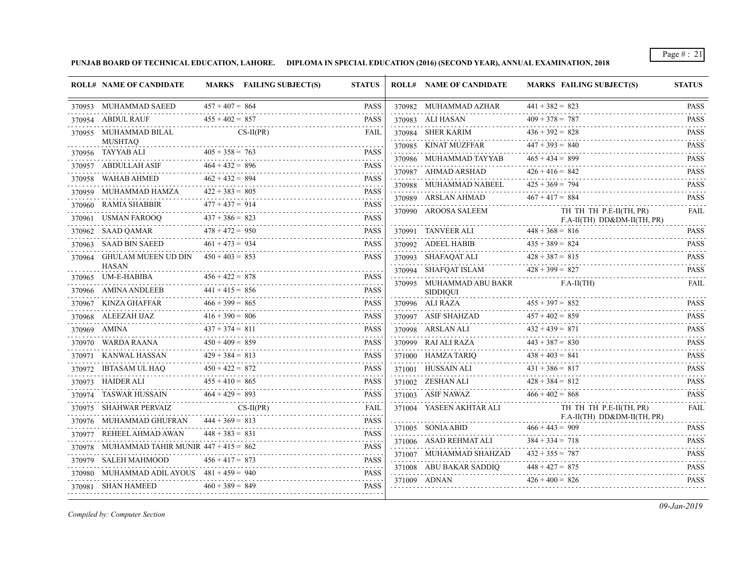**PUNJAB BOARD OF TECHNICAL EDUCATION, LAHORE. DIPLOMA IN SPECIAL EDUCATION (2016) (SECOND YEAR), ANNUAL EXAMINATION, 2018**

| ROLL# | NAME OF CANDIDATE | MARKS | FAILING SUBJECT(S) | STATUS |
|---|---|---|---|---|
| 370953 | MUHAMMAD SAEED | 457 + 407 = 864 | | PASS |
| 370954 | ABDUL RAUF | 455 + 402 = 857 | | PASS |
| 370955 | MUHAMMAD BILAL MUSHTAQ | | CS-II(PR) | FAIL |
| 370956 | TAYYAB ALI | 405 + 358 = 763 | | PASS |
| 370957 | ABDULLAH ASIF | 464 + 432 = 896 | | PASS |
| 370958 | WAHAB AHMED | 462 + 432 = 894 | | PASS |
| 370959 | MUHAMMAD HAMZA | 422 + 383 = 805 | | PASS |
| 370960 | RAMIA SHABBIR | 477 + 437 = 914 | | PASS |
| 370961 | USMAN FAROOQ | 437 + 386 = 823 | | PASS |
| 370962 | SAAD QAMAR | 478 + 472 = 950 | | PASS |
| 370963 | SAAD BIN SAEED | 461 + 473 = 934 | | PASS |
| 370964 | GHULAM MUEEN UD DIN HASAN | 450 + 403 = 853 | | PASS |
| 370965 | UM-E-HABIBA | 456 + 422 = 878 | | PASS |
| 370966 | AMINA ANDLEEB | 441 + 415 = 856 | | PASS |
| 370967 | KINZA GHAFFAR | 466 + 399 = 865 | | PASS |
| 370968 | ALEEZAH IJAZ | 416 + 390 = 806 | | PASS |
| 370969 | AMINA | 437 + 374 = 811 | | PASS |
| 370970 | WARDA RAANA | 450 + 409 = 859 | | PASS |
| 370971 | KANWAL HASSAN | 429 + 384 = 813 | | PASS |
| 370972 | IBTASAM UL HAQ | 450 + 422 = 872 | | PASS |
| 370973 | HAIDER ALI | 455 + 410 = 865 | | PASS |
| 370974 | TASWAR HUSSAIN | 464 + 429 = 893 | | PASS |
| 370975 | SHAHWAR PERVAIZ | | CS-II(PR) | FAIL |
| 370976 | MUHAMMAD GHUFRAN | 444 + 369 = 813 | | PASS |
| 370977 | REHEEL AHMAD AWAN | 448 + 383 = 831 | | PASS |
| 370978 | MUHAMMAD TAHIR MUNIR | 447 + 415 = 862 | | PASS |
| 370979 | SALEH MAHMOOD | 456 + 417 = 873 | | PASS |
| 370980 | MUHAMMAD ADIL AYOUS | 481 + 459 = 940 | | PASS |
| 370981 | SHAN HAMEED | 460 + 389 = 849 | | PASS |
| 370982 | MUHAMMAD AZHAR | 441 + 382 = 823 | | PASS |
| 370983 | ALI HASAN | 409 + 378 = 787 | | PASS |
| 370984 | SHER KARIM | 436 + 392 = 828 | | PASS |
| 370985 | KINAT MUZFFAR | 447 + 393 = 840 | | PASS |
| 370986 | MUHAMMAD TAYYAB | 465 + 434 = 899 | | PASS |
| 370987 | AHMAD ARSHAD | 426 + 416 = 842 | | PASS |
| 370988 | MUHAMMAD NABEEL | 425 + 369 = 794 | | PASS |
| 370989 | ARSLAN AHMAD | 467 + 417 = 884 | | PASS |
| 370990 | AROOSA SALEEM | | TH TH TH P.E-II(TH, PR) F.A-II(TH) DD&DM-II(TH, PR) | FAIL |
| 370991 | TANVEER ALI | 448 + 368 = 816 | | PASS |
| 370992 | ADEEL HABIB | 435 + 389 = 824 | | PASS |
| 370993 | SHAFAQAT ALI | 428 + 387 = 815 | | PASS |
| 370994 | SHAFQAT ISLAM | 428 + 399 = 827 | | PASS |
| 370995 | MUHAMMAD ABU BAKR SIDDIQUI | | F.A-II(TH) | FAIL |
| 370996 | ALI RAZA | 455 + 397 = 852 | | PASS |
| 370997 | ASIF SHAHZAD | 457 + 402 = 859 | | PASS |
| 370998 | ARSLAN ALI | 432 + 439 = 871 | | PASS |
| 370999 | RAI ALI RAZA | 443 + 387 = 830 | | PASS |
| 371000 | HAMZA TARIQ | 438 + 403 = 841 | | PASS |
| 371001 | HUSSAIN ALI | 431 + 386 = 817 | | PASS |
| 371002 | ZESHAN ALI | 428 + 384 = 812 | | PASS |
| 371003 | ASIF NAWAZ | 466 + 402 = 868 | | PASS |
| 371004 | YASEEN AKHTAR ALI | | TH TH TH P.E-II(TH, PR) F.A-II(TH) DD&DM-II(TH, PR) | FAIL |
| 371005 | SONIA ABID | 466 + 443 = 909 | | PASS |
| 371006 | ASAD REHMAT ALI | 384 + 334 = 718 | | PASS |
| 371007 | MUHAMMAD SHAHZAD | 432 + 355 = 787 | | PASS |
| 371008 | ABU BAKAR SADDIQ | 448 + 427 = 875 | | PASS |
| 371009 | ADNAN | 426 + 400 = 826 | | PASS |

*Compiled by: Computer Section*

*09-Jan-2019*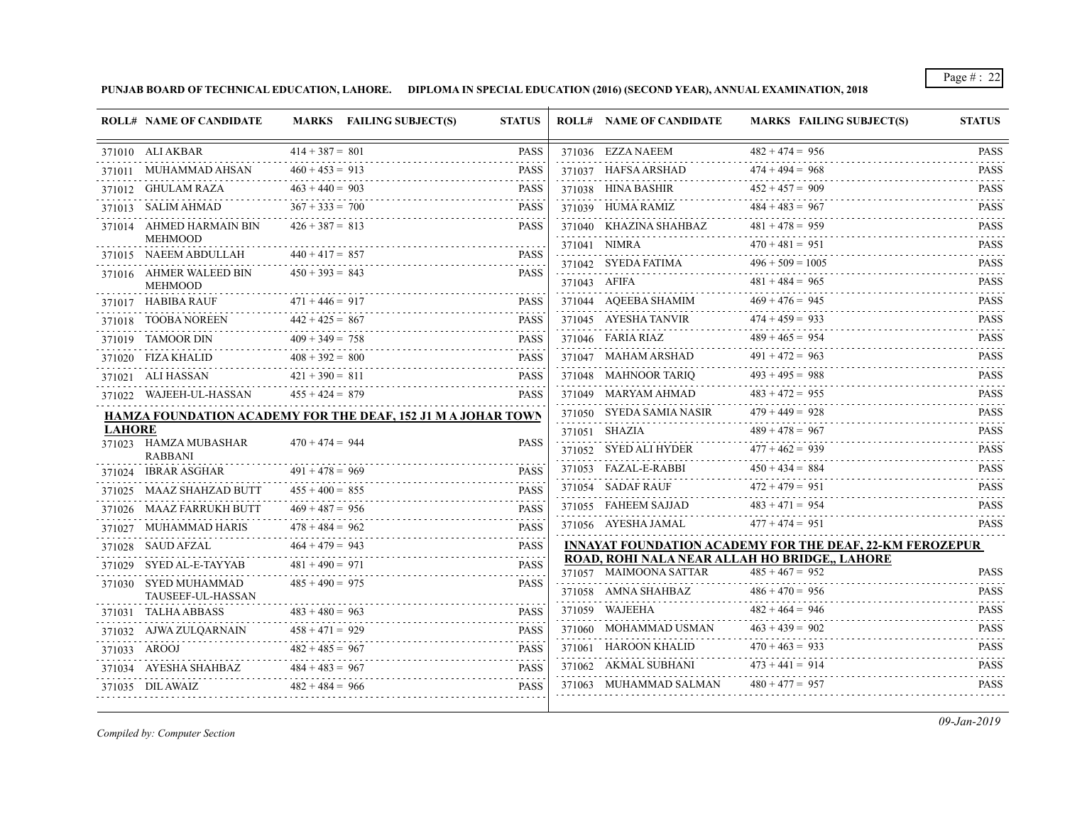**PUNJAB BOARD OF TECHNICAL EDUCATION, LAHORE. DIPLOMA IN SPECIAL EDUCATION (2016) (SECOND YEAR), ANNUAL EXAMINATION, 2018**

| ROLL# | NAME OF CANDIDATE | MARKS | FAILING SUBJECT(S) | STATUS |
|---|---|---|---|---|
| 371010 | ALI AKBAR | 414 + 387 = 801 | | PASS |
| 371011 | MUHAMMAD AHSAN | 460 + 453 = 913 | | PASS |
| 371012 | GHULAM RAZA | 463 + 440 = 903 | | PASS |
| 371013 | SALIM AHMAD | 367 + 333 = 700 | | PASS |
| 371014 | AHMED HARMAIN BIN MEHMOOD | 426 + 387 = 813 | | PASS |
| 371015 | NAEEM ABDULLAH | 440 + 417 = 857 | | PASS |
| 371016 | AHMER WALEED BIN MEHMOOD | 450 + 393 = 843 | | PASS |
| 371017 | HABIBA RAUF | 471 + 446 = 917 | | PASS |
| 371018 | TOOBA NOREEN | 442 + 425 = 867 | | PASS |
| 371019 | TAMOOR DIN | 409 + 349 = 758 | | PASS |
| 371020 | FIZA KHALID | 408 + 392 = 800 | | PASS |
| 371021 | ALI HASSAN | 421 + 390 = 811 | | PASS |
| 371022 | WAJEEH-UL-HASSAN | 455 + 424 = 879 | | PASS |

**HAMZA FOUNDATION ACADEMY FOR THE DEAF, 152 J1 M A JOHAR TOWN LAHORE**

| ROLL# | NAME OF CANDIDATE | MARKS | FAILING SUBJECT(S) | STATUS |
|---|---|---|---|---|
| 371023 | HAMZA MUBASHAR RABBANI | 470 + 474 = 944 | | PASS |
| 371024 | IBRAR ASGHAR | 491 + 478 = 969 | | PASS |
| 371025 | MAAZ SHAHZAD BUTT | 455 + 400 = 855 | | PASS |
| 371026 | MAAZ FARRUKH BUTT | 469 + 487 = 956 | | PASS |
| 371027 | MUHAMMAD HARIS | 478 + 484 = 962 | | PASS |
| 371028 | SAUD AFZAL | 464 + 479 = 943 | | PASS |
| 371029 | SYED AL-E-TAYYAB | 481 + 490 = 971 | | PASS |
| 371030 | SYED MUHAMMAD TAUSEEF-UL-HASSAN | 485 + 490 = 975 | | PASS |
| 371031 | TALHA ABBASS | 483 + 480 = 963 | | PASS |
| 371032 | AJWA ZULQARNAIN | 458 + 471 = 929 | | PASS |
| 371033 | AROOJ | 482 + 485 = 967 | | PASS |
| 371034 | AYESHA SHAHBAZ | 484 + 483 = 967 | | PASS |
| 371035 | DIL AWAIZ | 482 + 484 = 966 | | PASS |
| 371036 | EZZA NAEEM | 482 + 474 = 956 | | PASS |
| 371037 | HAFSA ARSHAD | 474 + 494 = 968 | | PASS |
| 371038 | HINA BASHIR | 452 + 457 = 909 | | PASS |
| 371039 | HUMA RAMIZ | 484 + 483 = 967 | | PASS |
| 371040 | KHAZINA SHAHBAZ | 481 + 478 = 959 | | PASS |
| 371041 | NIMRA | 470 + 481 = 951 | | PASS |
| 371042 | SYEDA FATIMA | 496 + 509 = 1005 | | PASS |
| 371043 | AFIFA | 481 + 484 = 965 | | PASS |
| 371044 | AQEEBA SHAMIM | 469 + 476 = 945 | | PASS |
| 371045 | AYESHA TANVIR | 474 + 459 = 933 | | PASS |
| 371046 | FARIA RIAZ | 489 + 465 = 954 | | PASS |
| 371047 | MAHAM ARSHAD | 491 + 472 = 963 | | PASS |
| 371048 | MAHNOOR TARIQ | 493 + 495 = 988 | | PASS |
| 371049 | MARYAM AHMAD | 483 + 472 = 955 | | PASS |
| 371050 | SYEDA SAMIA NASIR | 479 + 449 = 928 | | PASS |
| 371051 | SHAZIA | 489 + 478 = 967 | | PASS |
| 371052 | SYED ALI HYDER | 477 + 462 = 939 | | PASS |
| 371053 | FAZAL-E-RABBI | 450 + 434 = 884 | | PASS |
| 371054 | SADAF RAUF | 472 + 479 = 951 | | PASS |
| 371055 | FAHEEM SAJJAD | 483 + 471 = 954 | | PASS |
| 371056 | AYESHA JAMAL | 477 + 474 = 951 | | PASS |

**INNAYAT FOUNDATION ACADEMY FOR THE DEAF, 22-KM FEROZEPUR ROAD, ROHI NALA NEAR ALLAH HO BRIDGE,, LAHORE**

| ROLL# | NAME OF CANDIDATE | MARKS | FAILING SUBJECT(S) | STATUS |
|---|---|---|---|---|
| 371057 | MAIMOONA SATTAR | 485 + 467 = 952 | | PASS |
| 371058 | AMNA SHAHBAZ | 486 + 470 = 956 | | PASS |
| 371059 | WAJEEHA | 482 + 464 = 946 | | PASS |
| 371060 | MOHAMMAD USMAN | 463 + 439 = 902 | | PASS |
| 371061 | HAROON KHALID | 470 + 463 = 933 | | PASS |
| 371062 | AKMAL SUBHANI | 473 + 441 = 914 | | PASS |
| 371063 | MUHAMMAD SALMAN | 480 + 477 = 957 | | PASS |

*Compiled by: Computer Section*

*09-Jan-2019*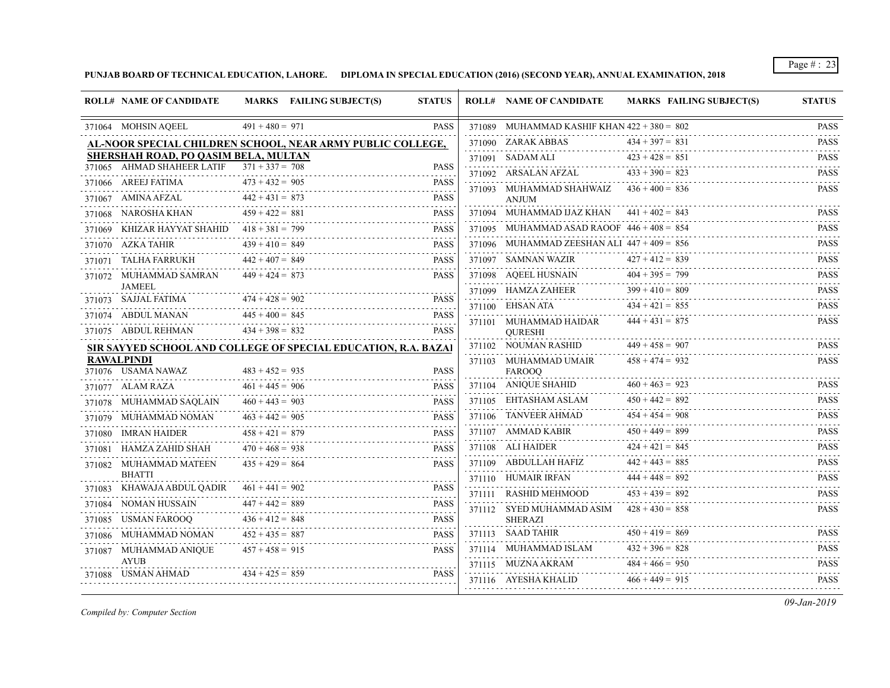**PUNJAB BOARD OF TECHNICAL EDUCATION, LAHORE. DIPLOMA IN SPECIAL EDUCATION (2016) (SECOND YEAR), ANNUAL EXAMINATION, 2018**

| ROLL# | NAME OF CANDIDATE | MARKS | FAILING SUBJECT(S) | STATUS |
|---|---|---|---|---|
| 371064 | MOHSIN AQEEL | 491 + 480 = 971 | | PASS |

**AL-NOOR SPECIAL CHILDREN SCHOOL, NEAR ARMY PUBLIC COLLEGE, SHERSHAH ROAD, PO QASIM BELA, MULTAN**

| ROLL# | NAME OF CANDIDATE | MARKS | FAILING SUBJECT(S) | STATUS |
|---|---|---|---|---|
| 371065 | AHMAD SHAHEER LATIF | 371 + 337 = 708 | | PASS |
| 371066 | AREEJ FATIMA | 473 + 432 = 905 | | PASS |
| 371067 | AMINA AFZAL | 442 + 431 = 873 | | PASS |
| 371068 | NAROSHA KHAN | 459 + 422 = 881 | | PASS |
| 371069 | KHIZAR HAYYAT SHAHID | 418 + 381 = 799 | | PASS |
| 371070 | AZKA TAHIR | 439 + 410 = 849 | | PASS |
| 371071 | TALHA FARRUKH | 442 + 407 = 849 | | PASS |
| 371072 | MUHAMMAD SAMRAN JAMEEL | 449 + 424 = 873 | | PASS |
| 371073 | SAJJAL FATIMA | 474 + 428 = 902 | | PASS |
| 371074 | ABDUL MANAN | 445 + 400 = 845 | | PASS |
| 371075 | ABDUL REHMAN | 434 + 398 = 832 | | PASS |

**SIR SAYYED SCHOOL AND COLLEGE OF SPECIAL EDUCATION, R.A. BAZAI RAWALPINDI**

| ROLL# | NAME OF CANDIDATE | MARKS | FAILING SUBJECT(S) | STATUS |
|---|---|---|---|---|
| 371076 | USAMA NAWAZ | 483 + 452 = 935 | | PASS |
| 371077 | ALAM RAZA | 461 + 445 = 906 | | PASS |
| 371078 | MUHAMMAD SAQLAIN | 460 + 443 = 903 | | PASS |
| 371079 | MUHAMMAD NOMAN | 463 + 442 = 905 | | PASS |
| 371080 | IMRAN HAIDER | 458 + 421 = 879 | | PASS |
| 371081 | HAMZA ZAHID SHAH | 470 + 468 = 938 | | PASS |
| 371082 | MUHAMMAD MATEEN BHATTI | 435 + 429 = 864 | | PASS |
| 371083 | KHAWAJA ABDUL QADIR | 461 + 441 = 902 | | PASS |
| 371084 | NOMAN HUSSAIN | 447 + 442 = 889 | | PASS |
| 371085 | USMAN FAROOQ | 436 + 412 = 848 | | PASS |
| 371086 | MUHAMMAD NOMAN | 452 + 435 = 887 | | PASS |
| 371087 | MUHAMMAD ANIQUE AYUB | 457 + 458 = 915 | | PASS |
| 371088 | USMAN AHMAD | 434 + 425 = 859 | | PASS |
| 371089 | MUHAMMAD KASHIF KHAN | 422 + 380 = 802 | | PASS |
| 371090 | ZARAK ABBAS | 434 + 397 = 831 | | PASS |
| 371091 | SADAM ALI | 423 + 428 = 851 | | PASS |
| 371092 | ARSALAN AFZAL | 433 + 390 = 823 | | PASS |
| 371093 | MUHAMMAD SHAHWAIZ ANJUM | 436 + 400 = 836 | | PASS |
| 371094 | MUHAMMAD IJAZ KHAN | 441 + 402 = 843 | | PASS |
| 371095 | MUHAMMAD ASAD RAOOF | 446 + 408 = 854 | | PASS |
| 371096 | MUHAMMAD ZEESHAN ALI | 447 + 409 = 856 | | PASS |
| 371097 | SAMNAN WAZIR | 427 + 412 = 839 | | PASS |
| 371098 | AQEEL HUSNAIN | 404 + 395 = 799 | | PASS |
| 371099 | HAMZA ZAHEER | 399 + 410 = 809 | | PASS |
| 371100 | EHSAN ATA | 434 + 421 = 855 | | PASS |
| 371101 | MUHAMMAD HAIDAR QURESHI | 444 + 431 = 875 | | PASS |
| 371102 | NOUMAN RASHID | 449 + 458 = 907 | | PASS |
| 371103 | MUHAMMAD UMAIR FAROOQ | 458 + 474 = 932 | | PASS |
| 371104 | ANIQUE SHAHID | 460 + 463 = 923 | | PASS |
| 371105 | EHTASHAM ASLAM | 450 + 442 = 892 | | PASS |
| 371106 | TANVEER AHMAD | 454 + 454 = 908 | | PASS |
| 371107 | AMMAD KABIR | 450 + 449 = 899 | | PASS |
| 371108 | ALI HAIDER | 424 + 421 = 845 | | PASS |
| 371109 | ABDULLAH HAFIZ | 442 + 443 = 885 | | PASS |
| 371110 | HUMAIR IRFAN | 444 + 448 = 892 | | PASS |
| 371111 | RASHID MEHMOOD | 453 + 439 = 892 | | PASS |
| 371112 | SYED MUHAMMAD ASIM SHERAZI | 428 + 430 = 858 | | PASS |
| 371113 | SAAD TAHIR | 450 + 419 = 869 | | PASS |
| 371114 | MUHAMMAD ISLAM | 432 + 396 = 828 | | PASS |
| 371115 | MUZNA AKRAM | 484 + 466 = 950 | | PASS |
| 371116 | AYESHA KHALID | 466 + 449 = 915 | | PASS |

*Compiled by: Computer Section*

*09-Jan-2019*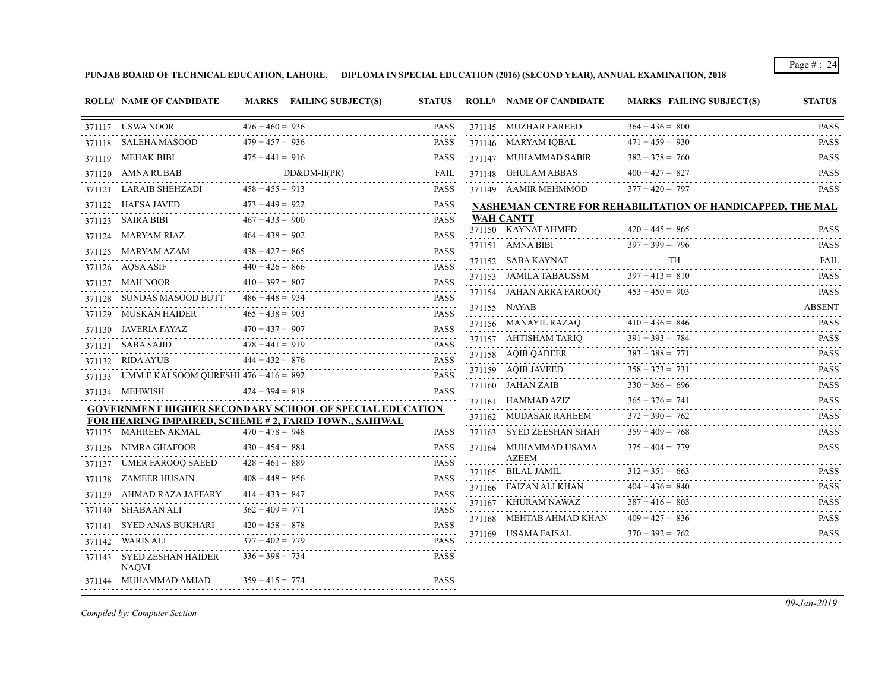**PUNJAB BOARD OF TECHNICAL EDUCATION, LAHORE. DIPLOMA IN SPECIAL EDUCATION (2016) (SECOND YEAR), ANNUAL EXAMINATION, 2018**

| ROLL# | NAME OF CANDIDATE | MARKS | FAILING SUBJECT(S) | STATUS |
|---|---|---|---|---|
| 371117 | USWA NOOR | 476 + 460 = 936 | | PASS |
| 371118 | SALEHA MASOOD | 479 + 457 = 936 | | PASS |
| 371119 | MEHAK BIBI | 475 + 441 = 916 | | PASS |
| 371120 | AMNA RUBAB | | DD&DM-II(PR) | FAIL |
| 371121 | LARAIB SHEHZADI | 458 + 455 = 913 | | PASS |
| 371122 | HAFSA JAVED | 473 + 449 = 922 | | PASS |
| 371123 | SAIRA BIBI | 467 + 433 = 900 | | PASS |
| 371124 | MARYAM RIAZ | 464 + 438 = 902 | | PASS |
| 371125 | MARYAM AZAM | 438 + 427 = 865 | | PASS |
| 371126 | AQSA ASIF | 440 + 426 = 866 | | PASS |
| 371127 | MAH NOOR | 410 + 397 = 807 | | PASS |
| 371128 | SUNDAS MASOOD BUTT | 486 + 448 = 934 | | PASS |
| 371129 | MUSKAN HAIDER | 465 + 438 = 903 | | PASS |
| 371130 | JAVERIA FAYAZ | 470 + 437 = 907 | | PASS |
| 371131 | SABA SAJID | 478 + 441 = 919 | | PASS |
| 371132 | RIDA AYUB | 444 + 432 = 876 | | PASS |
| 371133 | UMM E KALSOOM QURESHI | 476 + 416 = 892 | | PASS |
| 371134 | MEHWISH | 424 + 394 = 818 | | PASS |

**GOVERNMENT HIGHER SECONDARY SCHOOL OF SPECIAL EDUCATION FOR HEARING IMPAIRED, SCHEME # 2, FARID TOWN,, SAHIWAL**

| ROLL# | NAME OF CANDIDATE | MARKS | FAILING SUBJECT(S) | STATUS |
|---|---|---|---|---|
| 371135 | MAHREEN AKMAL | 470 + 478 = 948 | | PASS |
| 371136 | NIMRA GHAFOOR | 430 + 454 = 884 | | PASS |
| 371137 | UMER FAROOQ SAEED | 428 + 461 = 889 | | PASS |
| 371138 | ZAMEER HUSAIN | 408 + 448 = 856 | | PASS |
| 371139 | AHMAD RAZA JAFFARY | 414 + 433 = 847 | | PASS |
| 371140 | SHABAAN ALI | 362 + 409 = 771 | | PASS |
| 371141 | SYED ANAS BUKHARI | 420 + 458 = 878 | | PASS |
| 371142 | WARIS ALI | 377 + 402 = 779 | | PASS |
| 371143 | SYED ZESHAN HAIDER NAQVI | 336 + 398 = 734 | | PASS |
| 371144 | MUHAMMAD AMJAD | 359 + 415 = 774 | | PASS |
| 371145 | MUZHAR FAREED | 364 + 436 = 800 | | PASS |
| 371146 | MARYAM IQBAL | 471 + 459 = 930 | | PASS |
| 371147 | MUHAMMAD SABIR | 382 + 378 = 760 | | PASS |
| 371148 | GHULAM ABBAS | 400 + 427 = 827 | | PASS |
| 371149 | AAMIR MEHMMOD | 377 + 420 = 797 | | PASS |

**NASHEMAN CENTRE FOR REHABILITATION OF HANDICAPPED, THE MAL WAH CANTT**

| ROLL# | NAME OF CANDIDATE | MARKS | FAILING SUBJECT(S) | STATUS |
|---|---|---|---|---|
| 371150 | KAYNAT AHMED | 420 + 445 = 865 | | PASS |
| 371151 | AMNA BIBI | 397 + 399 = 796 | | PASS |
| 371152 | SABA KAYNAT | | TH | FAIL |
| 371153 | JAMILA TABAUSSM | 397 + 413 = 810 | | PASS |
| 371154 | JAHAN ARRA FAROOQ | 453 + 450 = 903 | | PASS |
| 371155 | NAYAB | | | ABSENT |
| 371156 | MANAYIL RAZAQ | 410 + 436 = 846 | | PASS |
| 371157 | AHTISHAM TARIQ | 391 + 393 = 784 | | PASS |
| 371158 | AQIB QADEER | 383 + 388 = 771 | | PASS |
| 371159 | AQIB JAVEED | 358 + 373 = 731 | | PASS |
| 371160 | JAHAN ZAIB | 330 + 366 = 696 | | PASS |
| 371161 | HAMMAD AZIZ | 365 + 376 = 741 | | PASS |
| 371162 | MUDASAR RAHEEM | 372 + 390 = 762 | | PASS |
| 371163 | SYED ZEESHAN SHAH | 359 + 409 = 768 | | PASS |
| 371164 | MUHAMMAD USAMA AZEEM | 375 + 404 = 779 | | PASS |
| 371165 | BILAL JAMIL | 312 + 351 = 663 | | PASS |
| 371166 | FAIZAN ALI KHAN | 404 + 436 = 840 | | PASS |
| 371167 | KHURAM NAWAZ | 387 + 416 = 803 | | PASS |
| 371168 | MEHTAB AHMAD KHAN | 409 + 427 = 836 | | PASS |
| 371169 | USAMA FAISAL | 370 + 392 = 762 | | PASS |

*Compiled by: Computer Section*

*09-Jan-2019*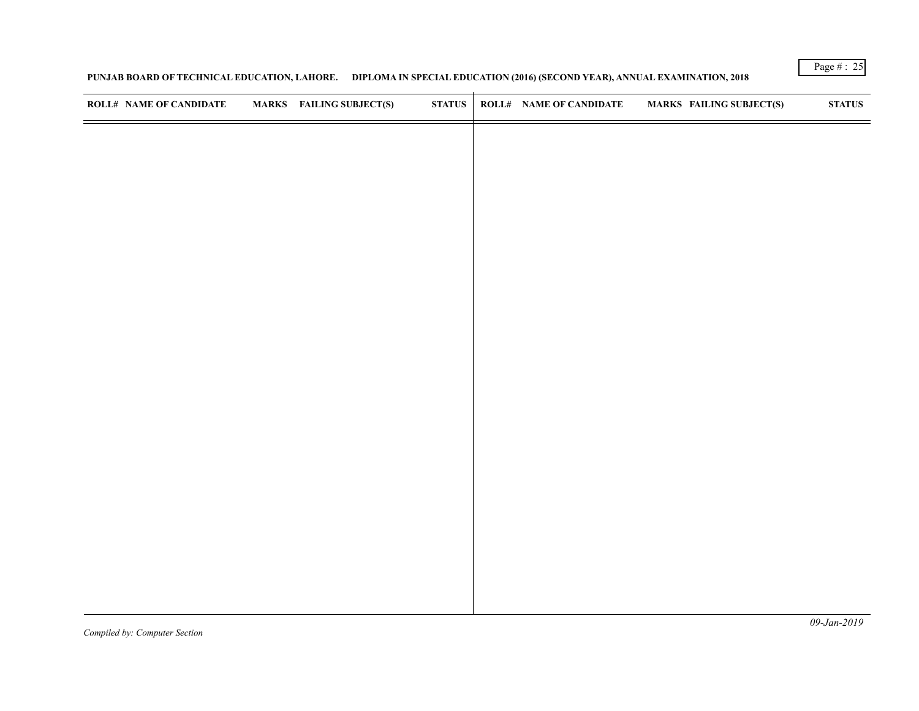| ROLL# | NAME OF CANDIDATE | MARKS | FAILING SUBJECT(S) | STATUS | ROLL# | NAME OF CANDIDATE | MARKS | FAILING SUBJECT(S) | STATUS |
|---|---|---|---|---|---|---|---|---|---|